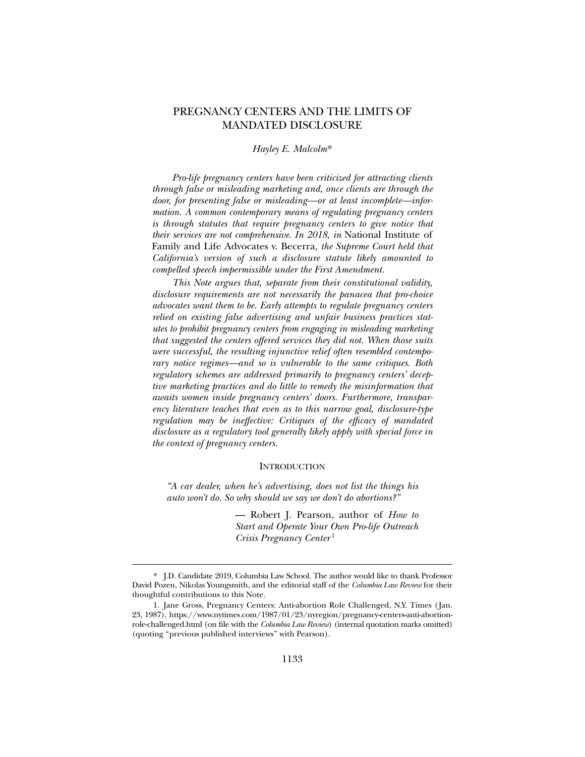# PREGNANCY CENTERS AND THE LIMITS OF MANDATED DISCLOSURE

*Hayley E. Malcolm\**

*Pro-life pregnancy centers have been criticized for attracting clients through false or misleading marketing and, once clients are through the door, for presenting false or misleading—or at least incomplete—information. A common contemporary means of regulating pregnancy centers is through statutes that require pregnancy centers to give notice that their services are not comprehensive. In 2018, in* National Institute of Family and Life Advocates v. Becerra*, the Supreme Court held that California's version of such a disclosure statute likely amounted to compelled speech impermissible under the First Amendment.*

*This Note argues that, separate from their constitutional validity, disclosure requirements are not necessarily the panacea that pro-choice advocates want them to be. Early attempts to regulate pregnancy centers relied on existing false advertising and unfair business practices statutes to prohibit pregnancy centers from engaging in misleading marketing that suggested the centers offered services they did not. When those suits were successful, the resulting injunctive relief often resembled contemporary notice regimes—and so is vulnerable to the same critiques. Both regulatory schemes are addressed primarily to pregnancy centers' deceptive marketing practices and do little to remedy the misinformation that awaits women inside pregnancy centers' doors. Furthermore, transparency literature teaches that even as to this narrow goal, disclosure-type regulation may be ineffective: Critiques of the efficacy of mandated disclosure as a regulatory tool generally likely apply with special force in the context of pregnancy centers.*

## INTRODUCTION

*"A car dealer, when he's advertising, does not list the things his auto won't do. So why should we say we don't do abortions?"*

> — Robert J. Pearson, author of *How to Start and Operate Your Own Pro-life Outreach Crisis Pregnancy Center*[1]

---

\* J.D. Candidate 2019, Columbia Law School. The author would like to thank Professor David Pozen, Nikolas Youngsmith, and the editorial staff of the *Columbia Law Review* for their thoughtful contributions to this Note.

1. Jane Gross, Pregnancy Centers: Anti-abortion Role Challenged, N.Y. Times (Jan. 23, 1987), https://www.nytimes.com/1987/01/23/nyregion/pregnancy-centers-anti-abortion-role-challenged.html (on file with the *Columbia Law Review*) (internal quotation marks omitted) (quoting "previous published interviews" with Pearson).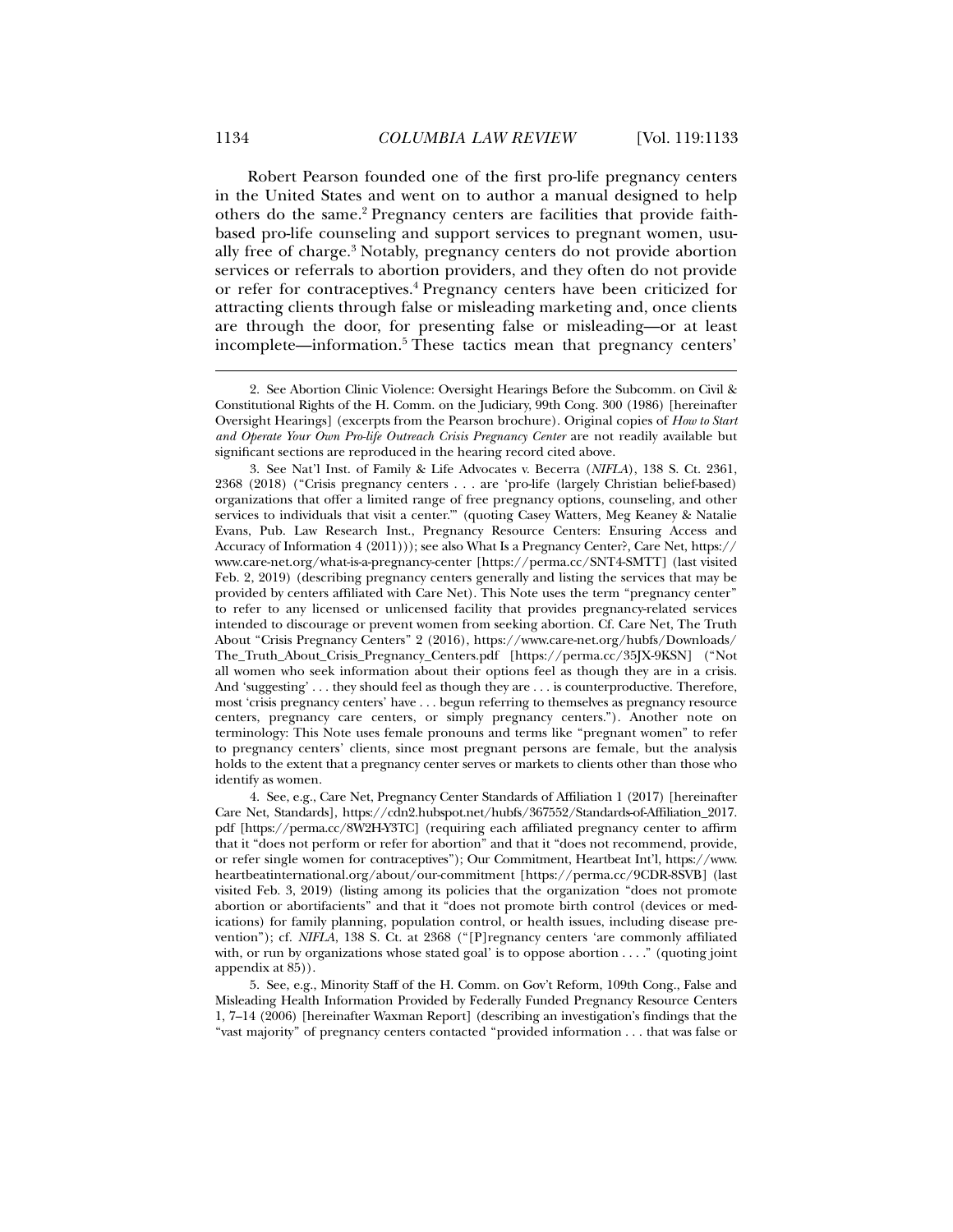Robert Pearson founded one of the first pro-life pregnancy centers in the United States and went on to author a manual designed to help others do the same.[2] Pregnancy centers are facilities that provide faith-based pro-life counseling and support services to pregnant women, usually free of charge.[3] Notably, pregnancy centers do not provide abortion services or referrals to abortion providers, and they often do not provide or refer for contraceptives.[4] Pregnancy centers have been criticized for attracting clients through false or misleading marketing and, once clients are through the door, for presenting false or misleading—or at least incomplete—information.[5] These tactics mean that pregnancy centers'

---

2. See Abortion Clinic Violence: Oversight Hearings Before the Subcomm. on Civil & Constitutional Rights of the H. Comm. on the Judiciary, 99th Cong. 300 (1986) [hereinafter Oversight Hearings] (excerpts from the Pearson brochure). Original copies of *How to Start and Operate Your Own Pro-life Outreach Crisis Pregnancy Center* are not readily available but significant sections are reproduced in the hearing record cited above.

3. See Nat'l Inst. of Family & Life Advocates v. Becerra (*NIFLA*), 138 S. Ct. 2361, 2368 (2018) ("Crisis pregnancy centers . . . are 'pro-life (largely Christian belief-based) organizations that offer a limited range of free pregnancy options, counseling, and other services to individuals that visit a center.'" (quoting Casey Watters, Meg Keaney & Natalie Evans, Pub. Law Research Inst., Pregnancy Resource Centers: Ensuring Access and Accuracy of Information 4 (2011))); see also What Is a Pregnancy Center?, Care Net, https://www.care-net.org/what-is-a-pregnancy-center [https://perma.cc/SNT4-SMTT] (last visited Feb. 2, 2019) (describing pregnancy centers generally and listing the services that may be provided by centers affiliated with Care Net). This Note uses the term "pregnancy center" to refer to any licensed or unlicensed facility that provides pregnancy-related services intended to discourage or prevent women from seeking abortion. Cf. Care Net, The Truth About "Crisis Pregnancy Centers" 2 (2016), https://www.care-net.org/hubfs/Downloads/The_Truth_About_Crisis_Pregnancy_Centers.pdf [https://perma.cc/35JX-9KSN] ("Not all women who seek information about their options feel as though they are in a crisis. And 'suggesting' . . . they should feel as though they are . . . is counterproductive. Therefore, most 'crisis pregnancy centers' have . . . begun referring to themselves as pregnancy resource centers, pregnancy care centers, or simply pregnancy centers."). Another note on terminology: This Note uses female pronouns and terms like "pregnant women" to refer to pregnancy centers' clients, since most pregnant persons are female, but the analysis holds to the extent that a pregnancy center serves or markets to clients other than those who identify as women.

4. See, e.g., Care Net, Pregnancy Center Standards of Affiliation 1 (2017) [hereinafter Care Net, Standards], https://cdn2.hubspot.net/hubfs/367552/Standards-of-Affiliation_2017.pdf [https://perma.cc/8W2H-Y3TC] (requiring each affiliated pregnancy center to affirm that it "does not perform or refer for abortion" and that it "does not recommend, provide, or refer single women for contraceptives"); Our Commitment, Heartbeat Int'l, https://www.heartbeatinternational.org/about/our-commitment [https://perma.cc/9CDR-8SVB] (last visited Feb. 3, 2019) (listing among its policies that the organization "does not promote abortion or abortifacients" and that it "does not promote birth control (devices or medications) for family planning, population control, or health issues, including disease prevention"); cf. *NIFLA*, 138 S. Ct. at 2368 ("[P]regnancy centers 'are commonly affiliated with, or run by organizations whose stated goal' is to oppose abortion . . . ." (quoting joint appendix at 85)).

5. See, e.g., Minority Staff of the H. Comm. on Gov't Reform, 109th Cong., False and Misleading Health Information Provided by Federally Funded Pregnancy Resource Centers 1, 7–14 (2006) [hereinafter Waxman Report] (describing an investigation's findings that the "vast majority" of pregnancy centers contacted "provided information . . . that was false or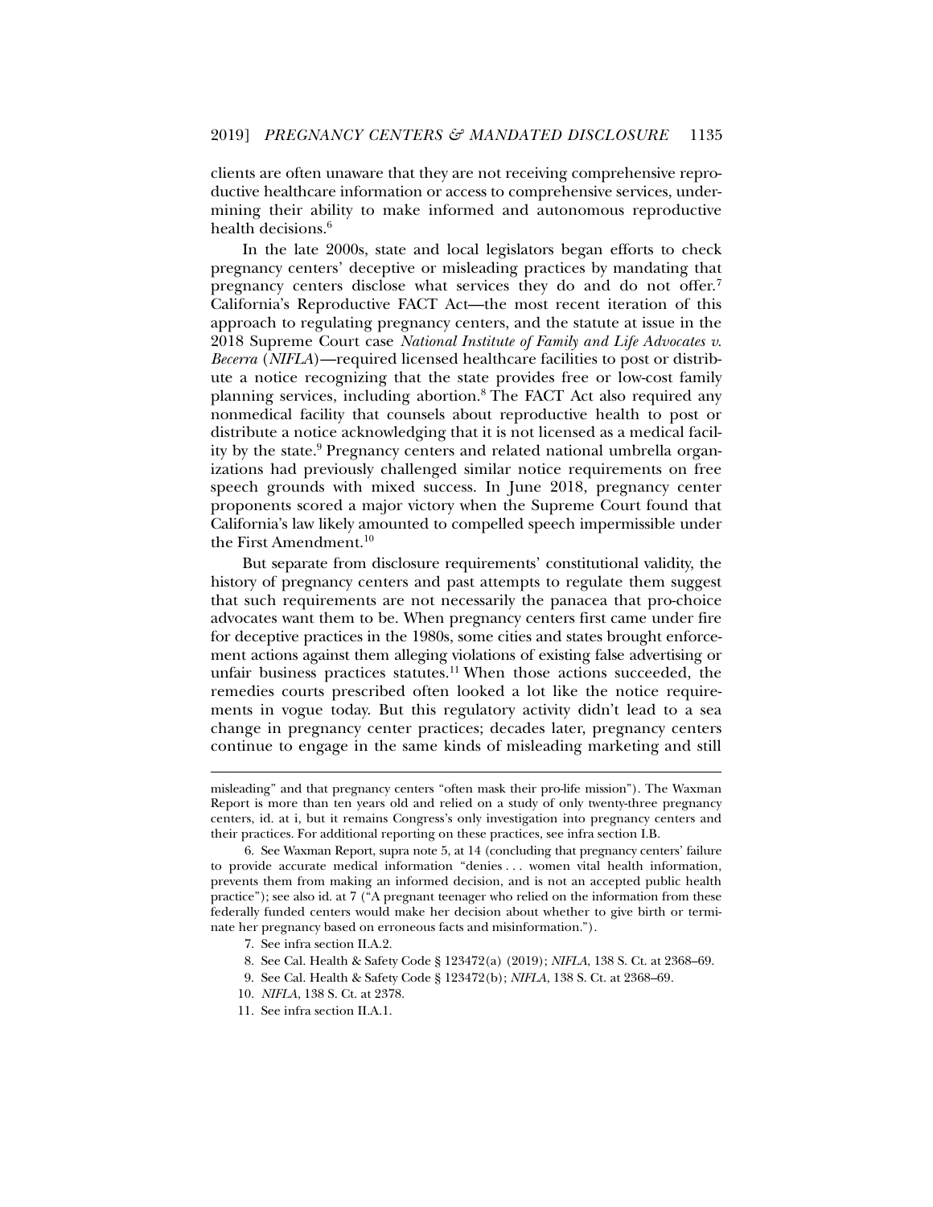clients are often unaware that they are not receiving comprehensive reproductive healthcare information or access to comprehensive services, undermining their ability to make informed and autonomous reproductive health decisions.[6]

In the late 2000s, state and local legislators began efforts to check pregnancy centers' deceptive or misleading practices by mandating that pregnancy centers disclose what services they do and do not offer.[7] California's Reproductive FACT Act—the most recent iteration of this approach to regulating pregnancy centers, and the statute at issue in the 2018 Supreme Court case *National Institute of Family and Life Advocates v. Becerra* (*NIFLA*)—required licensed healthcare facilities to post or distribute a notice recognizing that the state provides free or low-cost family planning services, including abortion.[8] The FACT Act also required any nonmedical facility that counsels about reproductive health to post or distribute a notice acknowledging that it is not licensed as a medical facility by the state.[9] Pregnancy centers and related national umbrella organizations had previously challenged similar notice requirements on free speech grounds with mixed success. In June 2018, pregnancy center proponents scored a major victory when the Supreme Court found that California's law likely amounted to compelled speech impermissible under the First Amendment.[10]

But separate from disclosure requirements' constitutional validity, the history of pregnancy centers and past attempts to regulate them suggest that such requirements are not necessarily the panacea that pro-choice advocates want them to be. When pregnancy centers first came under fire for deceptive practices in the 1980s, some cities and states brought enforcement actions against them alleging violations of existing false advertising or unfair business practices statutes.[11] When those actions succeeded, the remedies courts prescribed often looked a lot like the notice requirements in vogue today. But this regulatory activity didn't lead to a sea change in pregnancy center practices; decades later, pregnancy centers continue to engage in the same kinds of misleading marketing and still

---

misleading" and that pregnancy centers "often mask their pro-life mission"). The Waxman Report is more than ten years old and relied on a study of only twenty-three pregnancy centers, id. at i, but it remains Congress's only investigation into pregnancy centers and their practices. For additional reporting on these practices, see infra section I.B.

6. See Waxman Report, supra note 5, at 14 (concluding that pregnancy centers' failure to provide accurate medical information "denies . . . women vital health information, prevents them from making an informed decision, and is not an accepted public health practice"); see also id. at 7 ("A pregnant teenager who relied on the information from these federally funded centers would make her decision about whether to give birth or terminate her pregnancy based on erroneous facts and misinformation.").

7. See infra section II.A.2.

8. See Cal. Health & Safety Code § 123472(a) (2019); *NIFLA*, 138 S. Ct. at 2368–69.

9. See Cal. Health & Safety Code § 123472(b); *NIFLA*, 138 S. Ct. at 2368–69.

10. *NIFLA*, 138 S. Ct. at 2378.

11. See infra section II.A.1.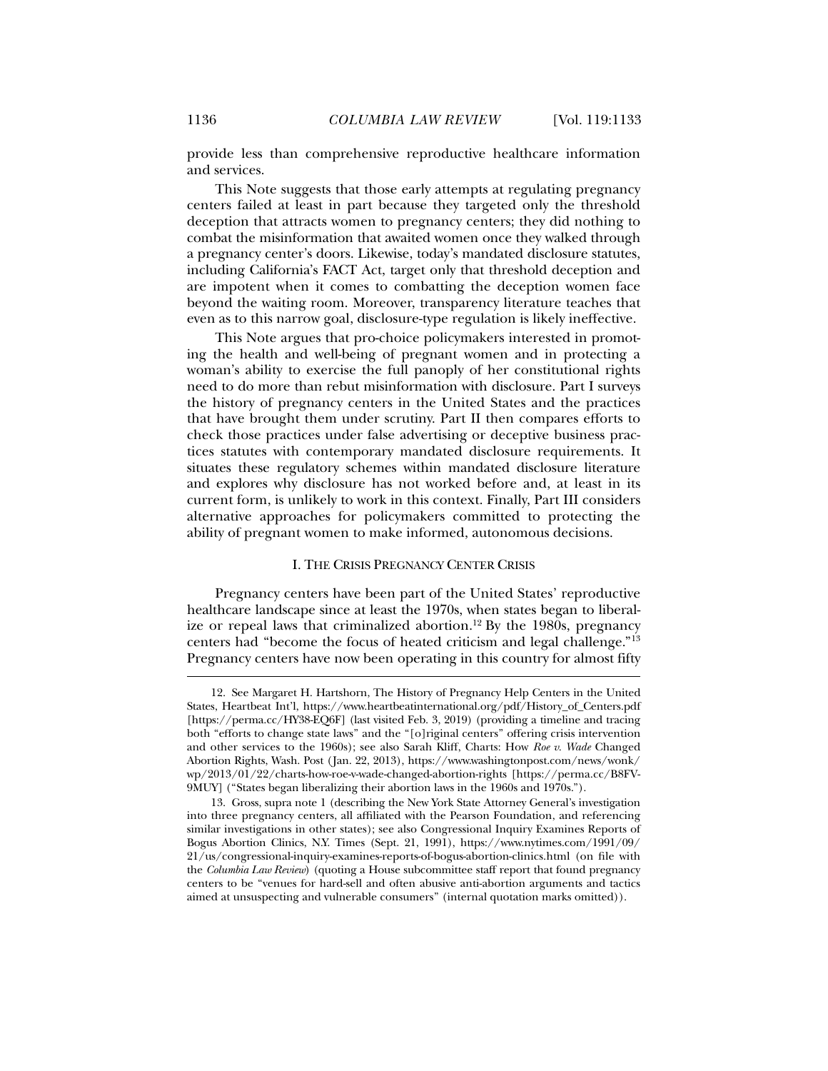provide less than comprehensive reproductive healthcare information and services.

This Note suggests that those early attempts at regulating pregnancy centers failed at least in part because they targeted only the threshold deception that attracts women to pregnancy centers; they did nothing to combat the misinformation that awaited women once they walked through a pregnancy center's doors. Likewise, today's mandated disclosure statutes, including California's FACT Act, target only that threshold deception and are impotent when it comes to combatting the deception women face beyond the waiting room. Moreover, transparency literature teaches that even as to this narrow goal, disclosure-type regulation is likely ineffective.

This Note argues that pro-choice policymakers interested in promoting the health and well-being of pregnant women and in protecting a woman's ability to exercise the full panoply of her constitutional rights need to do more than rebut misinformation with disclosure. Part I surveys the history of pregnancy centers in the United States and the practices that have brought them under scrutiny. Part II then compares efforts to check those practices under false advertising or deceptive business practices statutes with contemporary mandated disclosure requirements. It situates these regulatory schemes within mandated disclosure literature and explores why disclosure has not worked before and, at least in its current form, is unlikely to work in this context. Finally, Part III considers alternative approaches for policymakers committed to protecting the ability of pregnant women to make informed, autonomous decisions.

## I. THE CRISIS PREGNANCY CENTER CRISIS

Pregnancy centers have been part of the United States' reproductive healthcare landscape since at least the 1970s, when states began to liberalize or repeal laws that criminalized abortion.[12] By the 1980s, pregnancy centers had "become the focus of heated criticism and legal challenge."[13] Pregnancy centers have now been operating in this country for almost fifty

---

12. See Margaret H. Hartshorn, The History of Pregnancy Help Centers in the United States, Heartbeat Int'l, https://www.heartbeatinternational.org/pdf/History_of_Centers.pdf [https://perma.cc/HY38-EQ6F] (last visited Feb. 3, 2019) (providing a timeline and tracing both "efforts to change state laws" and the "[o]riginal centers" offering crisis intervention and other services to the 1960s); see also Sarah Kliff, Charts: How *Roe v. Wade* Changed Abortion Rights, Wash. Post (Jan. 22, 2013), https://www.washingtonpost.com/news/wonk/wp/2013/01/22/charts-how-roe-v-wade-changed-abortion-rights [https://perma.cc/B8FV-9MUY] ("States began liberalizing their abortion laws in the 1960s and 1970s.").

13. Gross, supra note 1 (describing the New York State Attorney General's investigation into three pregnancy centers, all affiliated with the Pearson Foundation, and referencing similar investigations in other states); see also Congressional Inquiry Examines Reports of Bogus Abortion Clinics, N.Y. Times (Sept. 21, 1991), https://www.nytimes.com/1991/09/21/us/congressional-inquiry-examines-reports-of-bogus-abortion-clinics.html (on file with the *Columbia Law Review*) (quoting a House subcommittee staff report that found pregnancy centers to be "venues for hard-sell and often abusive anti-abortion arguments and tactics aimed at unsuspecting and vulnerable consumers" (internal quotation marks omitted)).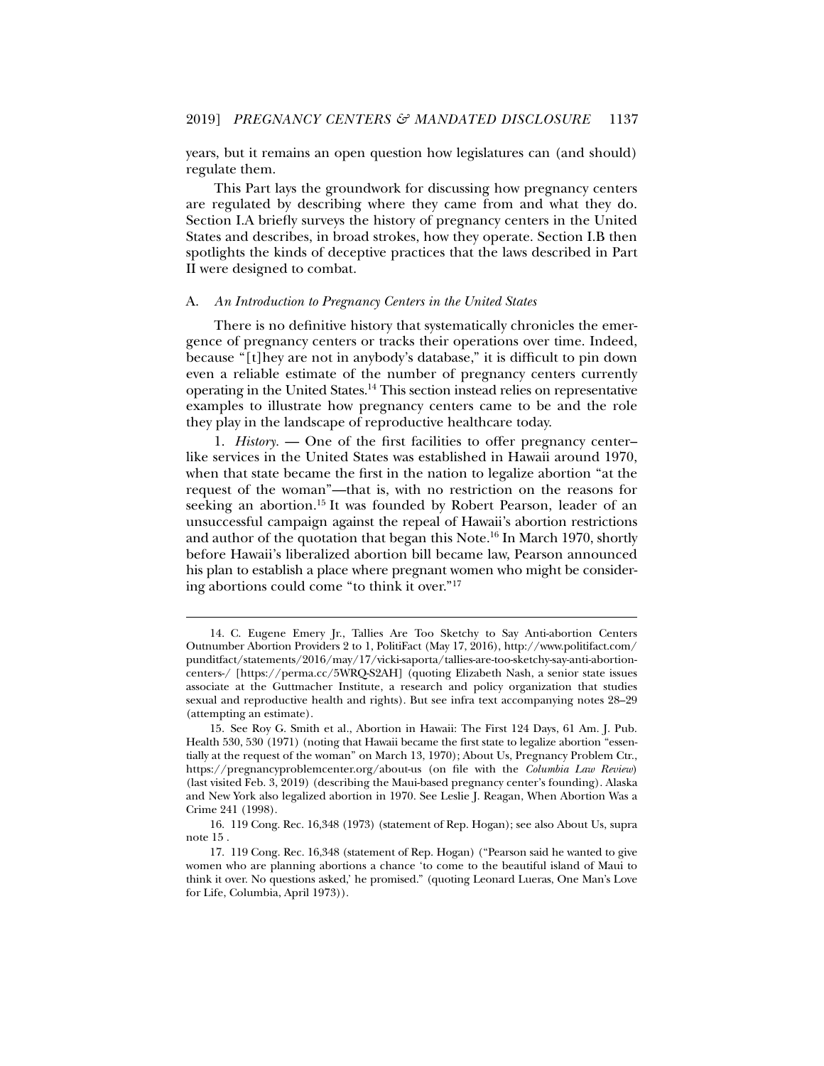years, but it remains an open question how legislatures can (and should) regulate them.

This Part lays the groundwork for discussing how pregnancy centers are regulated by describing where they came from and what they do. Section I.A briefly surveys the history of pregnancy centers in the United States and describes, in broad strokes, how they operate. Section I.B then spotlights the kinds of deceptive practices that the laws described in Part II were designed to combat.

## A. *An Introduction to Pregnancy Centers in the United States*

There is no definitive history that systematically chronicles the emergence of pregnancy centers or tracks their operations over time. Indeed, because "[t]hey are not in anybody's database," it is difficult to pin down even a reliable estimate of the number of pregnancy centers currently operating in the United States.[14] This section instead relies on representative examples to illustrate how pregnancy centers came to be and the role they play in the landscape of reproductive healthcare today.

1. *History.* — One of the first facilities to offer pregnancy center–like services in the United States was established in Hawaii around 1970, when that state became the first in the nation to legalize abortion "at the request of the woman"—that is, with no restriction on the reasons for seeking an abortion.[15] It was founded by Robert Pearson, leader of an unsuccessful campaign against the repeal of Hawaii's abortion restrictions and author of the quotation that began this Note.[16] In March 1970, shortly before Hawaii's liberalized abortion bill became law, Pearson announced his plan to establish a place where pregnant women who might be considering abortions could come "to think it over."[17]

---

14. C. Eugene Emery Jr., Tallies Are Too Sketchy to Say Anti-abortion Centers Outnumber Abortion Providers 2 to 1, PolitiFact (May 17, 2016), http://www.politifact.com/punditfact/statements/2016/may/17/vicki-saporta/tallies-are-too-sketchy-say-anti-abortion-centers-/ [https://perma.cc/5WRQ-S2AH] (quoting Elizabeth Nash, a senior state issues associate at the Guttmacher Institute, a research and policy organization that studies sexual and reproductive health and rights). But see infra text accompanying notes 28–29 (attempting an estimate).

15. See Roy G. Smith et al., Abortion in Hawaii: The First 124 Days, 61 Am. J. Pub. Health 530, 530 (1971) (noting that Hawaii became the first state to legalize abortion "essentially at the request of the woman" on March 13, 1970); About Us, Pregnancy Problem Ctr., https://pregnancyproblemcenter.org/about-us (on file with the *Columbia Law Review*) (last visited Feb. 3, 2019) (describing the Maui-based pregnancy center's founding). Alaska and New York also legalized abortion in 1970. See Leslie J. Reagan, When Abortion Was a Crime 241 (1998).

16. 119 Cong. Rec. 16,348 (1973) (statement of Rep. Hogan); see also About Us, supra note 15 .

17. 119 Cong. Rec. 16,348 (statement of Rep. Hogan) ("Pearson said he wanted to give women who are planning abortions a chance 'to come to the beautiful island of Maui to think it over. No questions asked,' he promised." (quoting Leonard Lueras, One Man's Love for Life, Columbia, April 1973)).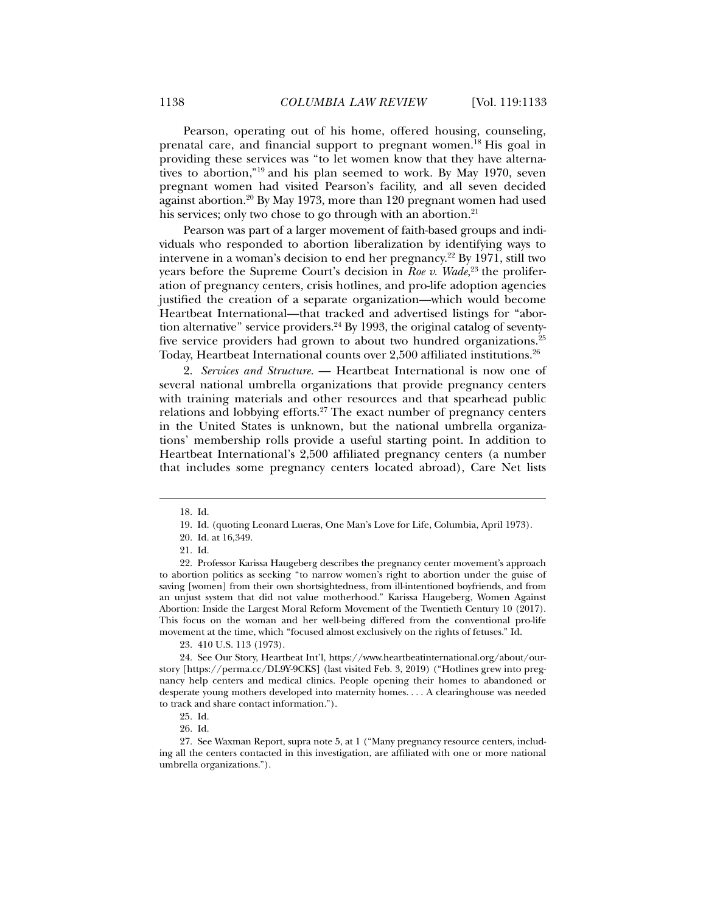Pearson, operating out of his home, offered housing, counseling, prenatal care, and financial support to pregnant women.[18] His goal in providing these services was "to let women know that they have alternatives to abortion,"[19] and his plan seemed to work. By May 1970, seven pregnant women had visited Pearson's facility, and all seven decided against abortion.[20] By May 1973, more than 120 pregnant women had used his services; only two chose to go through with an abortion.[21]

Pearson was part of a larger movement of faith-based groups and individuals who responded to abortion liberalization by identifying ways to intervene in a woman's decision to end her pregnancy.[22] By 1971, still two years before the Supreme Court's decision in *Roe v. Wade*,[23] the proliferation of pregnancy centers, crisis hotlines, and pro-life adoption agencies justified the creation of a separate organization—which would become Heartbeat International—that tracked and advertised listings for "abortion alternative" service providers.[24] By 1993, the original catalog of seventy-five service providers had grown to about two hundred organizations.[25] Today, Heartbeat International counts over 2,500 affiliated institutions.[26]

2. *Services and Structure.* — Heartbeat International is now one of several national umbrella organizations that provide pregnancy centers with training materials and other resources and that spearhead public relations and lobbying efforts.[27] The exact number of pregnancy centers in the United States is unknown, but the national umbrella organizations' membership rolls provide a useful starting point. In addition to Heartbeat International's 2,500 affiliated pregnancy centers (a number that includes some pregnancy centers located abroad), Care Net lists

---

18. Id.

19. Id. (quoting Leonard Lueras, One Man's Love for Life, Columbia, April 1973).

20. Id. at 16,349.

21. Id.

22. Professor Karissa Haugeberg describes the pregnancy center movement's approach to abortion politics as seeking "to narrow women's right to abortion under the guise of saving [women] from their own shortsightedness, from ill-intentioned boyfriends, and from an unjust system that did not value motherhood." Karissa Haugeberg, Women Against Abortion: Inside the Largest Moral Reform Movement of the Twentieth Century 10 (2017). This focus on the woman and her well-being differed from the conventional pro-life movement at the time, which "focused almost exclusively on the rights of fetuses." Id.

23. 410 U.S. 113 (1973).

24. See Our Story, Heartbeat Int'l, https://www.heartbeatinternational.org/about/our-story [https://perma.cc/DL9Y-9CKS] (last visited Feb. 3, 2019) ("Hotlines grew into pregnancy help centers and medical clinics. People opening their homes to abandoned or desperate young mothers developed into maternity homes. . . . A clearinghouse was needed to track and share contact information.").

25. Id.

26. Id.

27. See Waxman Report, supra note 5, at 1 ("Many pregnancy resource centers, including all the centers contacted in this investigation, are affiliated with one or more national umbrella organizations.").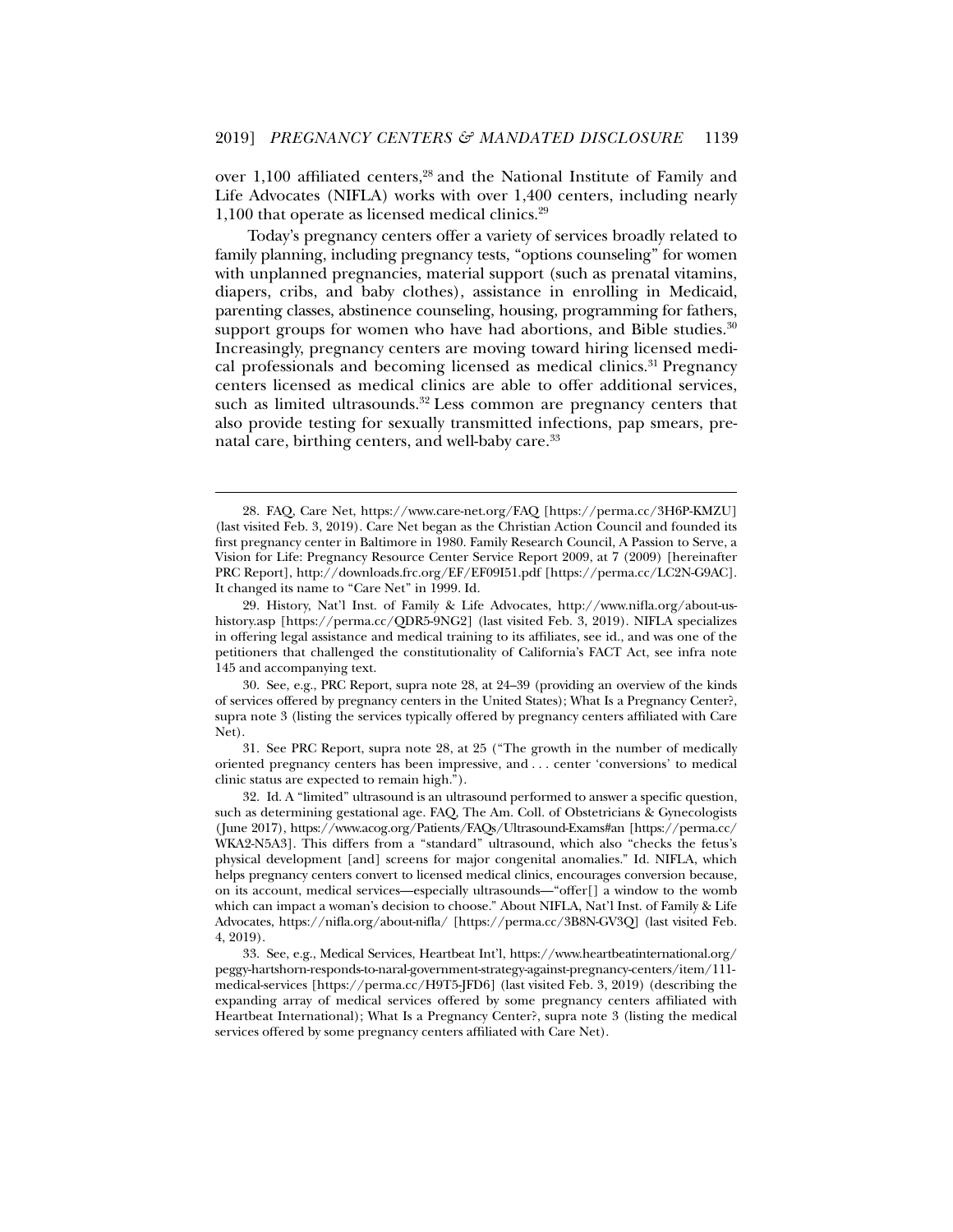over 1,100 affiliated centers,[28] and the National Institute of Family and Life Advocates (NIFLA) works with over 1,400 centers, including nearly 1,100 that operate as licensed medical clinics.[29]

Today's pregnancy centers offer a variety of services broadly related to family planning, including pregnancy tests, "options counseling" for women with unplanned pregnancies, material support (such as prenatal vitamins, diapers, cribs, and baby clothes), assistance in enrolling in Medicaid, parenting classes, abstinence counseling, housing, programming for fathers, support groups for women who have had abortions, and Bible studies.[30] Increasingly, pregnancy centers are moving toward hiring licensed medical professionals and becoming licensed as medical clinics.[31] Pregnancy centers licensed as medical clinics are able to offer additional services, such as limited ultrasounds.[32] Less common are pregnancy centers that also provide testing for sexually transmitted infections, pap smears, prenatal care, birthing centers, and well-baby care.[33]

---

28. FAQ, Care Net, https://www.care-net.org/FAQ [https://perma.cc/3H6P-KMZU] (last visited Feb. 3, 2019). Care Net began as the Christian Action Council and founded its first pregnancy center in Baltimore in 1980. Family Research Council, A Passion to Serve, a Vision for Life: Pregnancy Resource Center Service Report 2009, at 7 (2009) [hereinafter PRC Report], http://downloads.frc.org/EF/EF09I51.pdf [https://perma.cc/LC2N-G9AC]. It changed its name to "Care Net" in 1999. Id.

29. History, Nat'l Inst. of Family & Life Advocates, http://www.nifla.org/about-us-history.asp [https://perma.cc/QDR5-9NG2] (last visited Feb. 3, 2019). NIFLA specializes in offering legal assistance and medical training to its affiliates, see id., and was one of the petitioners that challenged the constitutionality of California's FACT Act, see infra note 145 and accompanying text.

30. See, e.g., PRC Report, supra note 28, at 24–39 (providing an overview of the kinds of services offered by pregnancy centers in the United States); What Is a Pregnancy Center?, supra note 3 (listing the services typically offered by pregnancy centers affiliated with Care Net).

31. See PRC Report, supra note 28, at 25 ("The growth in the number of medically oriented pregnancy centers has been impressive, and . . . center 'conversions' to medical clinic status are expected to remain high.").

32. Id. A "limited" ultrasound is an ultrasound performed to answer a specific question, such as determining gestational age. FAQ, The Am. Coll. of Obstetricians & Gynecologists (June 2017), https://www.acog.org/Patients/FAQs/Ultrasound-Exams#an [https://perma.cc/WKA2-N5A3]. This differs from a "standard" ultrasound, which also "checks the fetus's physical development [and] screens for major congenital anomalies." Id. NIFLA, which helps pregnancy centers convert to licensed medical clinics, encourages conversion because, on its account, medical services—especially ultrasounds—"offer[] a window to the womb which can impact a woman's decision to choose." About NIFLA, Nat'l Inst. of Family & Life Advocates, https://nifla.org/about-nifla/ [https://perma.cc/3B8N-GV3Q] (last visited Feb. 4, 2019).

33. See, e.g., Medical Services, Heartbeat Int'l, https://www.heartbeatinternational.org/peggy-hartshorn-responds-to-naral-government-strategy-against-pregnancy-centers/item/111-medical-services [https://perma.cc/H9T5-JFD6] (last visited Feb. 3, 2019) (describing the expanding array of medical services offered by some pregnancy centers affiliated with Heartbeat International); What Is a Pregnancy Center?, supra note 3 (listing the medical services offered by some pregnancy centers affiliated with Care Net).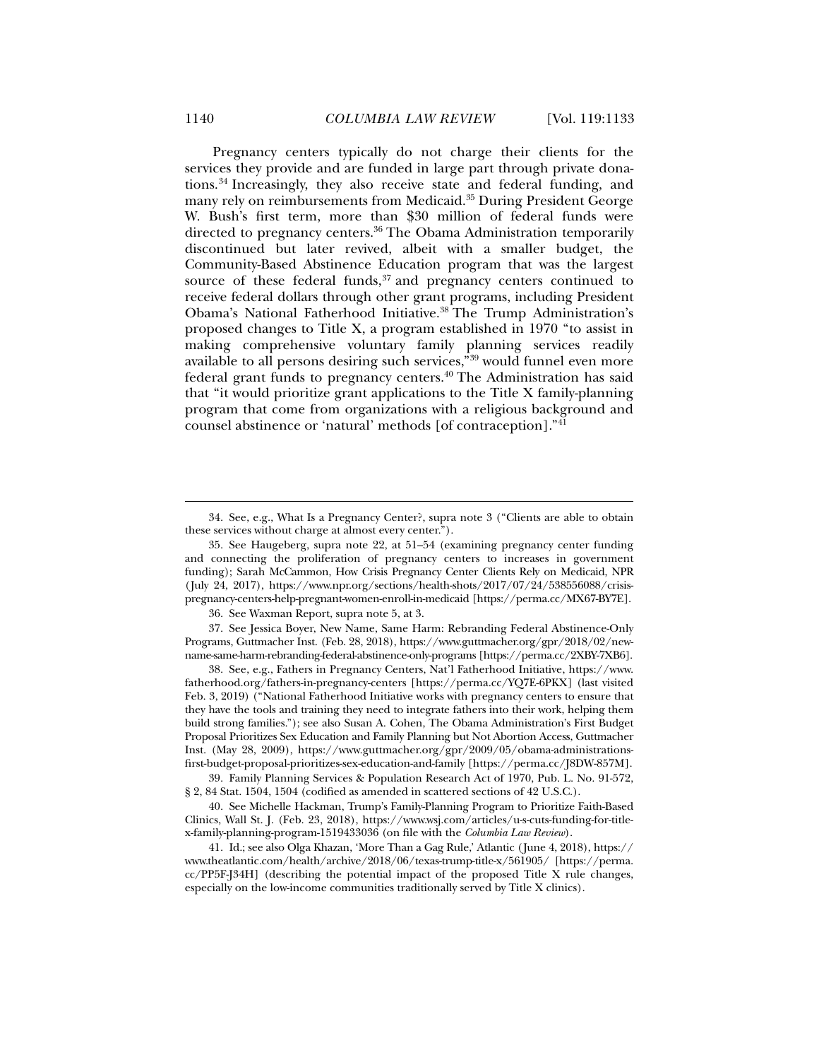Pregnancy centers typically do not charge their clients for the services they provide and are funded in large part through private donations.[34] Increasingly, they also receive state and federal funding, and many rely on reimbursements from Medicaid.[35] During President George W. Bush's first term, more than $30 million of federal funds were directed to pregnancy centers.[36] The Obama Administration temporarily discontinued but later revived, albeit with a smaller budget, the Community-Based Abstinence Education program that was the largest source of these federal funds,[37] and pregnancy centers continued to receive federal dollars through other grant programs, including President Obama's National Fatherhood Initiative.[38] The Trump Administration's proposed changes to Title X, a program established in 1970 "to assist in making comprehensive voluntary family planning services readily available to all persons desiring such services,"[39] would funnel even more federal grant funds to pregnancy centers.[40] The Administration has said that "it would prioritize grant applications to the Title X family-planning program that come from organizations with a religious background and counsel abstinence or 'natural' methods [of contraception]."[41]

---

34. See, e.g., What Is a Pregnancy Center?, supra note 3 ("Clients are able to obtain these services without charge at almost every center.").

35. See Haugeberg, supra note 22, at 51–54 (examining pregnancy center funding and connecting the proliferation of pregnancy centers to increases in government funding); Sarah McCammon, How Crisis Pregnancy Center Clients Rely on Medicaid, NPR (July 24, 2017), https://www.npr.org/sections/health-shots/2017/07/24/538556088/crisis-pregnancy-centers-help-pregnant-women-enroll-in-medicaid [https://perma.cc/MX67-BY7E].

36. See Waxman Report, supra note 5, at 3.

37. See Jessica Boyer, New Name, Same Harm: Rebranding Federal Abstinence-Only Programs, Guttmacher Inst. (Feb. 28, 2018), https://www.guttmacher.org/gpr/2018/02/new-name-same-harm-rebranding-federal-abstinence-only-programs [https://perma.cc/2XBY-7XB6].

38. See, e.g., Fathers in Pregnancy Centers, Nat'l Fatherhood Initiative, https://www.fatherhood.org/fathers-in-pregnancy-centers [https://perma.cc/YQ7E-6PKX] (last visited Feb. 3, 2019) ("National Fatherhood Initiative works with pregnancy centers to ensure that they have the tools and training they need to integrate fathers into their work, helping them build strong families."); see also Susan A. Cohen, The Obama Administration's First Budget Proposal Prioritizes Sex Education and Family Planning but Not Abortion Access, Guttmacher Inst. (May 28, 2009), https://www.guttmacher.org/gpr/2009/05/obama-administrations-first-budget-proposal-prioritizes-sex-education-and-family [https://perma.cc/J8DW-857M].

39. Family Planning Services & Population Research Act of 1970, Pub. L. No. 91-572, § 2, 84 Stat. 1504, 1504 (codified as amended in scattered sections of 42 U.S.C.).

40. See Michelle Hackman, Trump's Family-Planning Program to Prioritize Faith-Based Clinics, Wall St. J. (Feb. 23, 2018), https://www.wsj.com/articles/u-s-cuts-funding-for-title-x-family-planning-program-1519433036 (on file with the *Columbia Law Review*).

41. Id.; see also Olga Khazan, 'More Than a Gag Rule,' Atlantic (June 4, 2018), https://www.theatlantic.com/health/archive/2018/06/texas-trump-title-x/561905/ [https://perma.cc/PP5F-J34H] (describing the potential impact of the proposed Title X rule changes, especially on the low-income communities traditionally served by Title X clinics).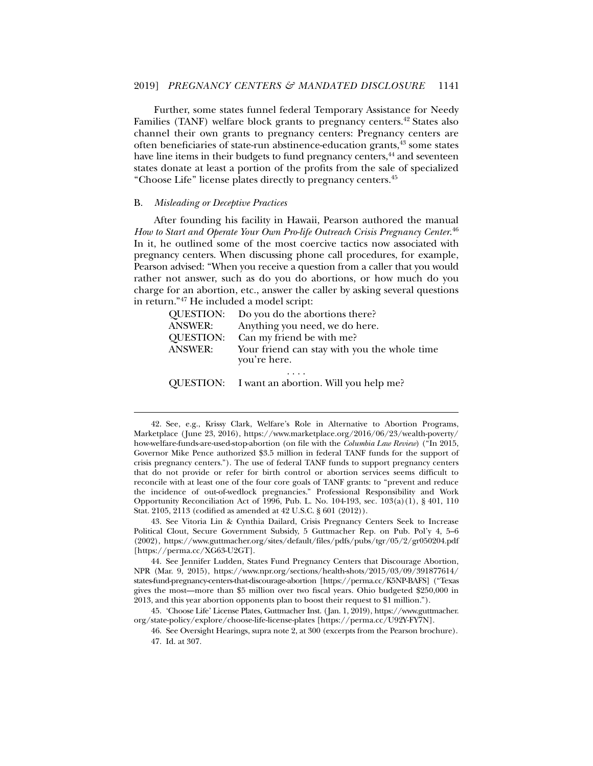Further, some states funnel federal Temporary Assistance for Needy Families (TANF) welfare block grants to pregnancy centers.[42] States also channel their own grants to pregnancy centers: Pregnancy centers are often beneficiaries of state-run abstinence-education grants,[43] some states have line items in their budgets to fund pregnancy centers,[44] and seventeen states donate at least a portion of the profits from the sale of specialized "Choose Life" license plates directly to pregnancy centers.[45]

### B. *Misleading or Deceptive Practices*

After founding his facility in Hawaii, Pearson authored the manual *How to Start and Operate Your Own Pro-life Outreach Crisis Pregnancy Center*.[46] In it, he outlined some of the most coercive tactics now associated with pregnancy centers. When discussing phone call procedures, for example, Pearson advised: "When you receive a question from a caller that you would rather not answer, such as do you do abortions, or how much do you charge for an abortion, etc., answer the caller by asking several questions in return."[47] He included a model script:

> QUESTION: Do you do the abortions there?
>
> ANSWER: Anything you need, we do here.
>
> QUESTION: Can my friend be with me?
>
> ANSWER: Your friend can stay with you the whole time you're here.
>
> . . . .
>
> QUESTION: I want an abortion. Will you help me?

---

42. See, e.g., Krissy Clark, Welfare's Role in Alternative to Abortion Programs, Marketplace (June 23, 2016), https://www.marketplace.org/2016/06/23/wealth-poverty/how-welfare-funds-are-used-stop-abortion (on file with the *Columbia Law Review*) ("In 2015, Governor Mike Pence authorized $3.5 million in federal TANF funds for the support of crisis pregnancy centers."). The use of federal TANF funds to support pregnancy centers that do not provide or refer for birth control or abortion services seems difficult to reconcile with at least one of the four core goals of TANF grants: to "prevent and reduce the incidence of out-of-wedlock pregnancies." Professional Responsibility and Work Opportunity Reconciliation Act of 1996, Pub. L. No. 104-193, sec. 103(a)(1), § 401, 110 Stat. 2105, 2113 (codified as amended at 42 U.S.C. § 601 (2012)).

43. See Vitoria Lin & Cynthia Dailard, Crisis Pregnancy Centers Seek to Increase Political Clout, Secure Government Subsidy, 5 Guttmacher Rep. on Pub. Pol'y 4, 5–6 (2002), https://www.guttmacher.org/sites/default/files/pdfs/pubs/tgr/05/2/gr050204.pdf [https://perma.cc/XG63-U2GT].

44. See Jennifer Ludden, States Fund Pregnancy Centers that Discourage Abortion, NPR (Mar. 9, 2015), https://www.npr.org/sections/health-shots/2015/03/09/391877614/states-fund-pregnancy-centers-that-discourage-abortion [https://perma.cc/K5NP-BAFS] ("Texas gives the most—more than $5 million over two fiscal years. Ohio budgeted $250,000 in 2013, and this year abortion opponents plan to boost their request to $1 million.").

45. 'Choose Life' License Plates, Guttmacher Inst. (Jan. 1, 2019), https://www.guttmacher.org/state-policy/explore/choose-life-license-plates [https://perma.cc/U92Y-FY7N].

46. See Oversight Hearings, supra note 2, at 300 (excerpts from the Pearson brochure).

47. Id. at 307.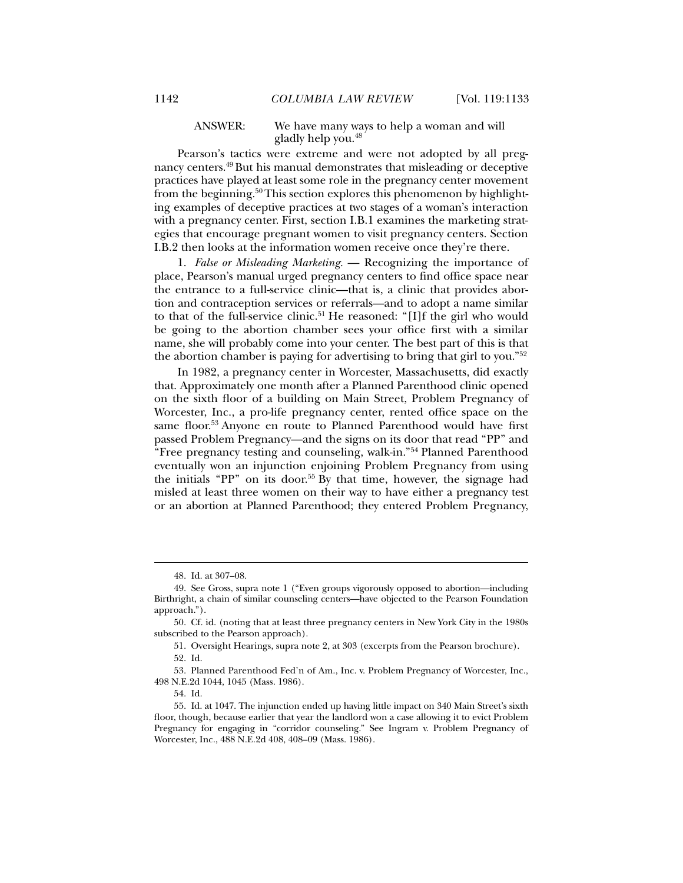ANSWER: We have many ways to help a woman and will gladly help you.[48]

Pearson's tactics were extreme and were not adopted by all pregnancy centers.[49] But his manual demonstrates that misleading or deceptive practices have played at least some role in the pregnancy center movement from the beginning.[50] This section explores this phenomenon by highlighting examples of deceptive practices at two stages of a woman's interaction with a pregnancy center. First, section I.B.1 examines the marketing strategies that encourage pregnant women to visit pregnancy centers. Section I.B.2 then looks at the information women receive once they're there.

1. *False or Misleading Marketing.* — Recognizing the importance of place, Pearson's manual urged pregnancy centers to find office space near the entrance to a full-service clinic—that is, a clinic that provides abortion and contraception services or referrals—and to adopt a name similar to that of the full-service clinic.[51] He reasoned: "[I]f the girl who would be going to the abortion chamber sees your office first with a similar name, she will probably come into your center. The best part of this is that the abortion chamber is paying for advertising to bring that girl to you."[52]

In 1982, a pregnancy center in Worcester, Massachusetts, did exactly that. Approximately one month after a Planned Parenthood clinic opened on the sixth floor of a building on Main Street, Problem Pregnancy of Worcester, Inc., a pro-life pregnancy center, rented office space on the same floor.[53] Anyone en route to Planned Parenthood would have first passed Problem Pregnancy—and the signs on its door that read "PP" and "Free pregnancy testing and counseling, walk-in."[54] Planned Parenthood eventually won an injunction enjoining Problem Pregnancy from using the initials "PP" on its door.[55] By that time, however, the signage had misled at least three women on their way to have either a pregnancy test or an abortion at Planned Parenthood; they entered Problem Pregnancy,

---

48. Id. at 307–08.

49. See Gross, supra note 1 ("Even groups vigorously opposed to abortion—including Birthright, a chain of similar counseling centers—have objected to the Pearson Foundation approach.").

50. Cf. id. (noting that at least three pregnancy centers in New York City in the 1980s subscribed to the Pearson approach).

51. Oversight Hearings, supra note 2, at 303 (excerpts from the Pearson brochure).

52. Id.

53. Planned Parenthood Fed'n of Am., Inc. v. Problem Pregnancy of Worcester, Inc., 498 N.E.2d 1044, 1045 (Mass. 1986).

54. Id.

55. Id. at 1047. The injunction ended up having little impact on 340 Main Street's sixth floor, though, because earlier that year the landlord won a case allowing it to evict Problem Pregnancy for engaging in "corridor counseling." See Ingram v. Problem Pregnancy of Worcester, Inc., 488 N.E.2d 408, 408–09 (Mass. 1986).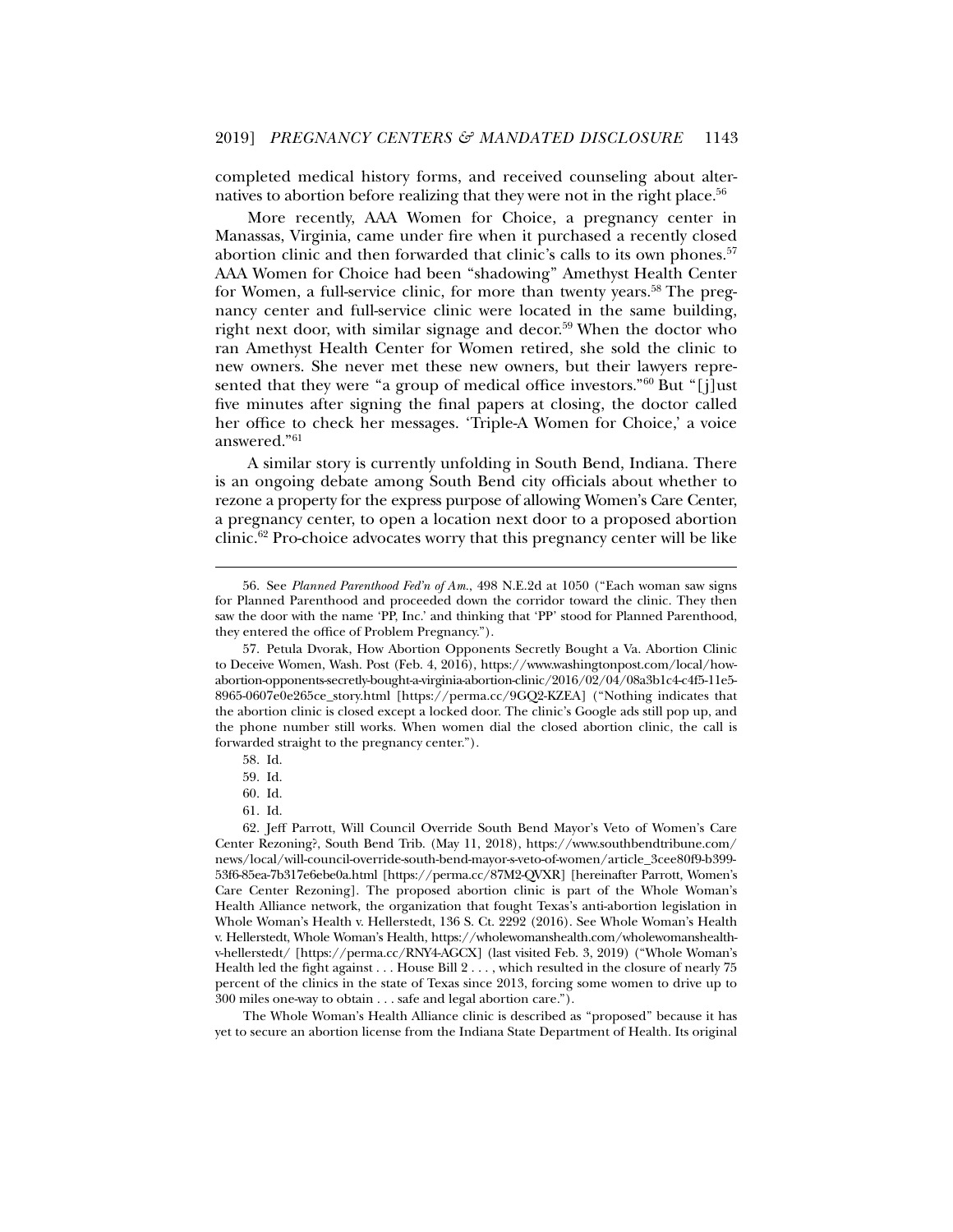completed medical history forms, and received counseling about alternatives to abortion before realizing that they were not in the right place.[56]

More recently, AAA Women for Choice, a pregnancy center in Manassas, Virginia, came under fire when it purchased a recently closed abortion clinic and then forwarded that clinic's calls to its own phones.[57] AAA Women for Choice had been "shadowing" Amethyst Health Center for Women, a full-service clinic, for more than twenty years.[58] The pregnancy center and full-service clinic were located in the same building, right next door, with similar signage and decor.[59] When the doctor who ran Amethyst Health Center for Women retired, she sold the clinic to new owners. She never met these new owners, but their lawyers represented that they were "a group of medical office investors."[60] But "[j]ust five minutes after signing the final papers at closing, the doctor called her office to check her messages. 'Triple-A Women for Choice,' a voice answered."[61]

A similar story is currently unfolding in South Bend, Indiana. There is an ongoing debate among South Bend city officials about whether to rezone a property for the express purpose of allowing Women's Care Center, a pregnancy center, to open a location next door to a proposed abortion clinic.[62] Pro-choice advocates worry that this pregnancy center will be like

---

56. See *Planned Parenthood Fed'n of Am.*, 498 N.E.2d at 1050 ("Each woman saw signs for Planned Parenthood and proceeded down the corridor toward the clinic. They then saw the door with the name 'PP, Inc.' and thinking that 'PP' stood for Planned Parenthood, they entered the office of Problem Pregnancy.").

57. Petula Dvorak, How Abortion Opponents Secretly Bought a Va. Abortion Clinic to Deceive Women, Wash. Post (Feb. 4, 2016), https://www.washingtonpost.com/local/how-abortion-opponents-secretly-bought-a-virginia-abortion-clinic/2016/02/04/08a3b1c4-c4f5-11e5-8965-0607e0e265ce_story.html [https://perma.cc/9GQ2-KZEA] ("Nothing indicates that the abortion clinic is closed except a locked door. The clinic's Google ads still pop up, and the phone number still works. When women dial the closed abortion clinic, the call is forwarded straight to the pregnancy center.").

58. Id.

59. Id.

60. Id.

61. Id.

62. Jeff Parrott, Will Council Override South Bend Mayor's Veto of Women's Care Center Rezoning?, South Bend Trib. (May 11, 2018), https://www.southbendtribune.com/news/local/will-council-override-south-bend-mayor-s-veto-of-women/article_3cee80f9-b399-53f6-85ea-7b317e6ebe0a.html [https://perma.cc/87M2-QVXR] [hereinafter Parrott, Women's Care Center Rezoning]. The proposed abortion clinic is part of the Whole Woman's Health Alliance network, the organization that fought Texas's anti-abortion legislation in Whole Woman's Health v. Hellerstedt, 136 S. Ct. 2292 (2016). See Whole Woman's Health v. Hellerstedt, Whole Woman's Health, https://wholewomanshealth.com/wholewomanshealth-v-hellerstedt/ [https://perma.cc/RNY4-AGCX] (last visited Feb. 3, 2019) ("Whole Woman's Health led the fight against . . . House Bill 2 . . . , which resulted in the closure of nearly 75 percent of the clinics in the state of Texas since 2013, forcing some women to drive up to 300 miles one-way to obtain . . . safe and legal abortion care.").

The Whole Woman's Health Alliance clinic is described as "proposed" because it has yet to secure an abortion license from the Indiana State Department of Health. Its original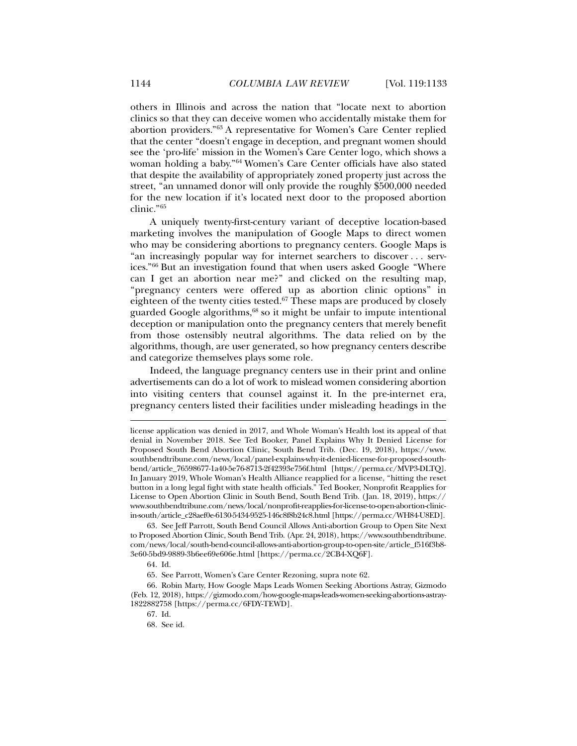others in Illinois and across the nation that "locate next to abortion clinics so that they can deceive women who accidentally mistake them for abortion providers."[63] A representative for Women's Care Center replied that the center "doesn't engage in deception, and pregnant women should see the 'pro-life' mission in the Women's Care Center logo, which shows a woman holding a baby."[64] Women's Care Center officials have also stated that despite the availability of appropriately zoned property just across the street, "an unnamed donor will only provide the roughly $500,000 needed for the new location if it's located next door to the proposed abortion clinic."[65]

A uniquely twenty-first-century variant of deceptive location-based marketing involves the manipulation of Google Maps to direct women who may be considering abortions to pregnancy centers. Google Maps is "an increasingly popular way for internet searchers to discover . . . services."[66] But an investigation found that when users asked Google "Where can I get an abortion near me?" and clicked on the resulting map, "pregnancy centers were offered up as abortion clinic options" in eighteen of the twenty cities tested.[67] These maps are produced by closely guarded Google algorithms,[68] so it might be unfair to impute intentional deception or manipulation onto the pregnancy centers that merely benefit from those ostensibly neutral algorithms. The data relied on by the algorithms, though, are user generated, so how pregnancy centers describe and categorize themselves plays some role.

Indeed, the language pregnancy centers use in their print and online advertisements can do a lot of work to mislead women considering abortion into visiting centers that counsel against it. In the pre-internet era, pregnancy centers listed their facilities under misleading headings in the

---

license application was denied in 2017, and Whole Woman's Health lost its appeal of that denial in November 2018. See Ted Booker, Panel Explains Why It Denied License for Proposed South Bend Abortion Clinic, South Bend Trib. (Dec. 19, 2018), https://www.southbendtribune.com/news/local/panel-explains-why-it-denied-license-for-proposed-south-bend/article_76598677-1a40-5e76-8713-2f42393e756f.html [https://perma.cc/MVP3-DLTQ]. In January 2019, Whole Woman's Health Alliance reapplied for a license, "hitting the reset button in a long legal fight with state health officials." Ted Booker, Nonprofit Reapplies for License to Open Abortion Clinic in South Bend, South Bend Trib. (Jan. 18, 2019), https://www.southbendtribune.com/news/local/nonprofit-reapplies-for-license-to-open-abortion-clinic-in-south/article_c28aef0e-6130-5434-9525-146c8f8b24c8.html [https://perma.cc/WH84-U8ED].

63. See Jeff Parrott, South Bend Council Allows Anti-abortion Group to Open Site Next to Proposed Abortion Clinic, South Bend Trib. (Apr. 24, 2018), https://www.southbendtribune.com/news/local/south-bend-council-allows-anti-abortion-group-to-open-site/article_f516f3b8-3e60-5bd9-9889-3b6ee69e606e.html [https://perma.cc/2CB4-XQ6F].

64. Id.

65. See Parrott, Women's Care Center Rezoning, supra note 62.

66. Robin Marty, How Google Maps Leads Women Seeking Abortions Astray, Gizmodo (Feb. 12, 2018), https://gizmodo.com/how-google-maps-leads-women-seeking-abortions-astray-1822882758 [https://perma.cc/6FDY-TEWD].

67. Id.

68. See id.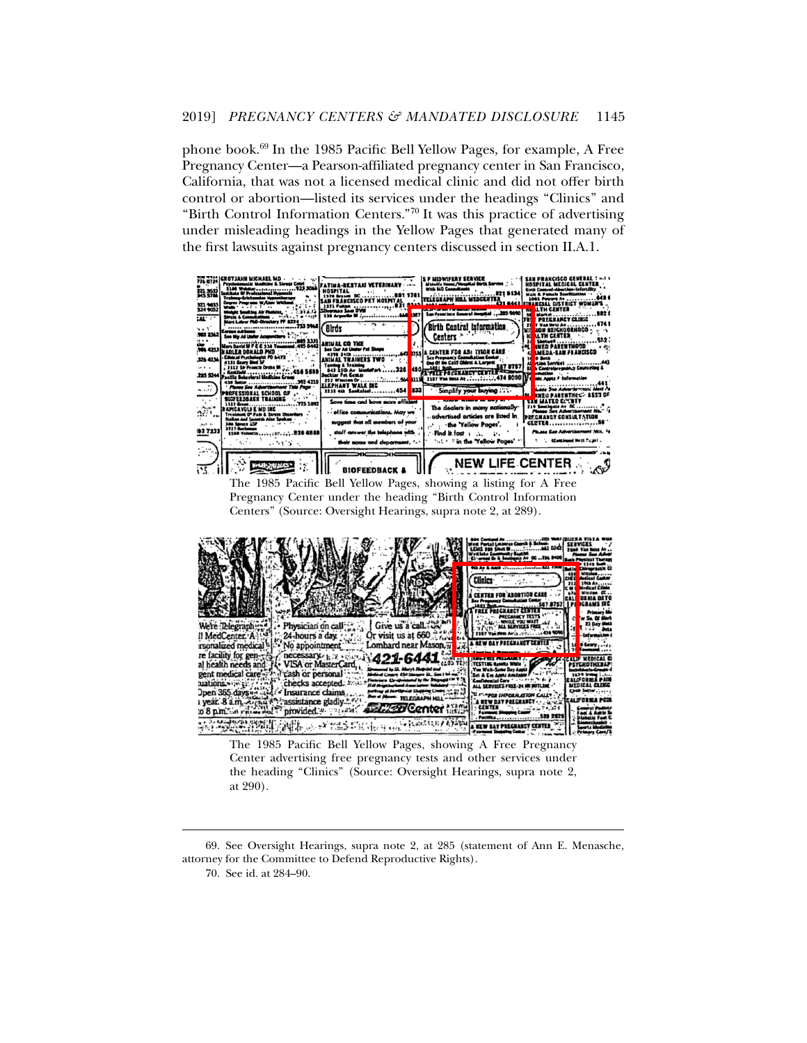phone book.[69] In the 1985 Pacific Bell Yellow Pages, for example, A Free Pregnancy Center—a Pearson-affiliated pregnancy center in San Francisco, California, that was not a licensed medical clinic and did not offer birth control or abortion—listed its services under the headings "Clinics" and "Birth Control Information Centers."[70] It was this practice of advertising under misleading headings in the Yellow Pages that generated many of the first lawsuits against pregnancy centers discussed in section II.A.1.

The 1985 Pacific Bell Yellow Pages, showing a listing for A Free Pregnancy Center under the heading "Birth Control Information Centers" (Source: Oversight Hearings, supra note 2, at 289).

The 1985 Pacific Bell Yellow Pages, showing A Free Pregnancy Center advertising free pregnancy tests and other services under the heading "Clinics" (Source: Oversight Hearings, supra note 2, at 290).

---

69. See Oversight Hearings, supra note 2, at 285 (statement of Ann E. Menasche, attorney for the Committee to Defend Reproductive Rights).

70. See id. at 284–90.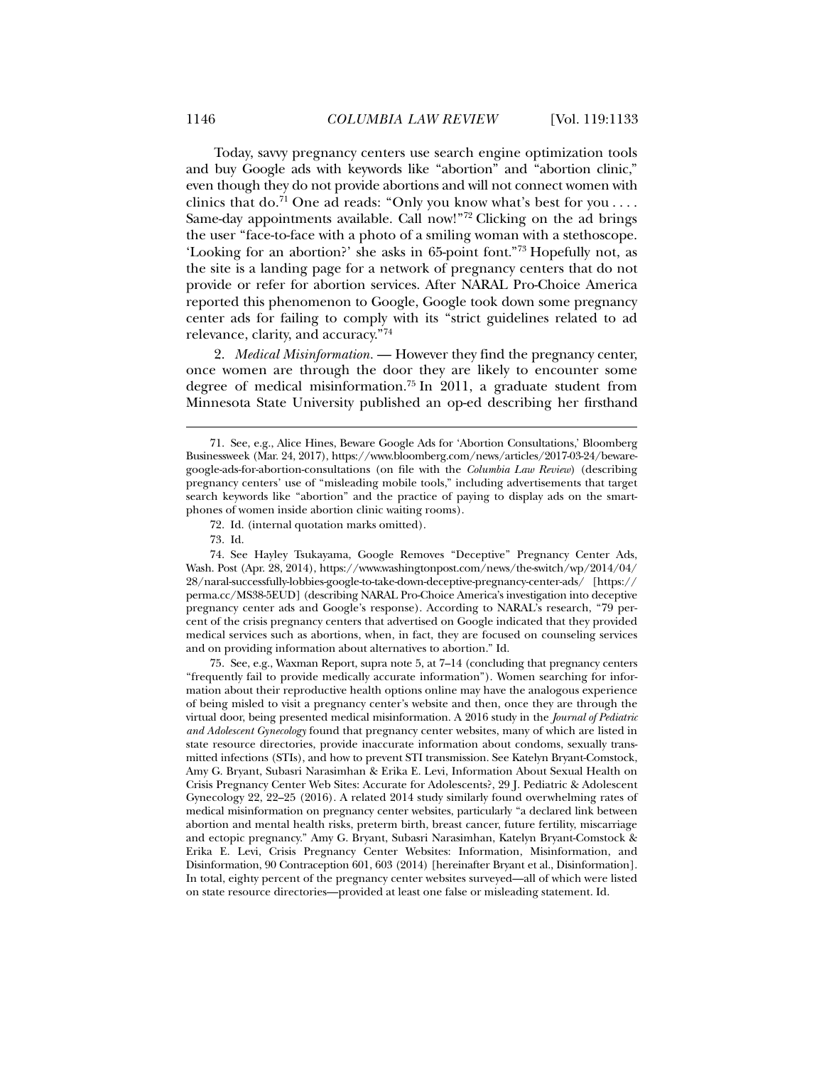Today, savvy pregnancy centers use search engine optimization tools and buy Google ads with keywords like "abortion" and "abortion clinic," even though they do not provide abortions and will not connect women with clinics that do.[71] One ad reads: "Only you know what's best for you . . . . Same-day appointments available. Call now!"[72] Clicking on the ad brings the user "face-to-face with a photo of a smiling woman with a stethoscope. 'Looking for an abortion?' she asks in 65-point font."[73] Hopefully not, as the site is a landing page for a network of pregnancy centers that do not provide or refer for abortion services. After NARAL Pro-Choice America reported this phenomenon to Google, Google took down some pregnancy center ads for failing to comply with its "strict guidelines related to ad relevance, clarity, and accuracy."[74]

2. *Medical Misinformation.* — However they find the pregnancy center, once women are through the door they are likely to encounter some degree of medical misinformation.[75] In 2011, a graduate student from Minnesota State University published an op-ed describing her firsthand

---

71. See, e.g., Alice Hines, Beware Google Ads for 'Abortion Consultations,' Bloomberg Businessweek (Mar. 24, 2017), https://www.bloomberg.com/news/articles/2017-03-24/beware-google-ads-for-abortion-consultations (on file with the *Columbia Law Review*) (describing pregnancy centers' use of "misleading mobile tools," including advertisements that target search keywords like "abortion" and the practice of paying to display ads on the smartphones of women inside abortion clinic waiting rooms).

72. Id. (internal quotation marks omitted).

73. Id.

74. See Hayley Tsukayama, Google Removes "Deceptive" Pregnancy Center Ads, Wash. Post (Apr. 28, 2014), https://www.washingtonpost.com/news/the-switch/wp/2014/04/28/naral-successfully-lobbies-google-to-take-down-deceptive-pregnancy-center-ads/ [https://perma.cc/MS38-5EUD] (describing NARAL Pro-Choice America's investigation into deceptive pregnancy center ads and Google's response). According to NARAL's research, "79 percent of the crisis pregnancy centers that advertised on Google indicated that they provided medical services such as abortions, when, in fact, they are focused on counseling services and on providing information about alternatives to abortion." Id.

75. See, e.g., Waxman Report, supra note 5, at 7–14 (concluding that pregnancy centers "frequently fail to provide medically accurate information"). Women searching for information about their reproductive health options online may have the analogous experience of being misled to visit a pregnancy center's website and then, once they are through the virtual door, being presented medical misinformation. A 2016 study in the *Journal of Pediatric and Adolescent Gynecology* found that pregnancy center websites, many of which are listed in state resource directories, provide inaccurate information about condoms, sexually transmitted infections (STIs), and how to prevent STI transmission. See Katelyn Bryant-Comstock, Amy G. Bryant, Subasri Narasimhan & Erika E. Levi, Information About Sexual Health on Crisis Pregnancy Center Web Sites: Accurate for Adolescents?, 29 J. Pediatric & Adolescent Gynecology 22, 22–25 (2016). A related 2014 study similarly found overwhelming rates of medical misinformation on pregnancy center websites, particularly "a declared link between abortion and mental health risks, preterm birth, breast cancer, future fertility, miscarriage and ectopic pregnancy." Amy G. Bryant, Subasri Narasimhan, Katelyn Bryant-Comstock & Erika E. Levi, Crisis Pregnancy Center Websites: Information, Misinformation, and Disinformation, 90 Contraception 601, 603 (2014) [hereinafter Bryant et al., Disinformation]. In total, eighty percent of the pregnancy center websites surveyed—all of which were listed on state resource directories—provided at least one false or misleading statement. Id.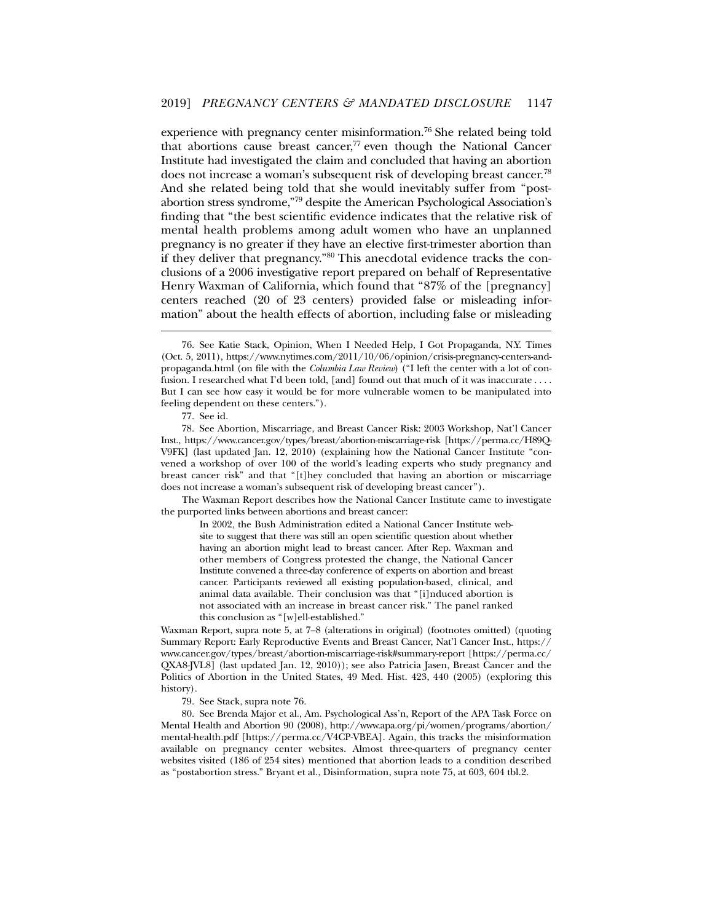experience with pregnancy center misinformation.[76] She related being told that abortions cause breast cancer,[77] even though the National Cancer Institute had investigated the claim and concluded that having an abortion does not increase a woman's subsequent risk of developing breast cancer.[78] And she related being told that she would inevitably suffer from "post-abortion stress syndrome,"[79] despite the American Psychological Association's finding that "the best scientific evidence indicates that the relative risk of mental health problems among adult women who have an unplanned pregnancy is no greater if they have an elective first-trimester abortion than if they deliver that pregnancy."[80] This anecdotal evidence tracks the conclusions of a 2006 investigative report prepared on behalf of Representative Henry Waxman of California, which found that "87% of the [pregnancy] centers reached (20 of 23 centers) provided false or misleading information" about the health effects of abortion, including false or misleading

---

76. See Katie Stack, Opinion, When I Needed Help, I Got Propaganda, N.Y. Times (Oct. 5, 2011), https://www.nytimes.com/2011/10/06/opinion/crisis-pregnancy-centers-and-propaganda.html (on file with the *Columbia Law Review*) ("I left the center with a lot of confusion. I researched what I'd been told, [and] found out that much of it was inaccurate . . . . But I can see how easy it would be for more vulnerable women to be manipulated into feeling dependent on these centers.").

77. See id.

78. See Abortion, Miscarriage, and Breast Cancer Risk: 2003 Workshop, Nat'l Cancer Inst., https://www.cancer.gov/types/breast/abortion-miscarriage-risk [https://perma.cc/H89Q-V9FK] (last updated Jan. 12, 2010) (explaining how the National Cancer Institute "convened a workshop of over 100 of the world's leading experts who study pregnancy and breast cancer risk" and that "[t]hey concluded that having an abortion or miscarriage does not increase a woman's subsequent risk of developing breast cancer").

The Waxman Report describes how the National Cancer Institute came to investigate the purported links between abortions and breast cancer:

> In 2002, the Bush Administration edited a National Cancer Institute website to suggest that there was still an open scientific question about whether having an abortion might lead to breast cancer. After Rep. Waxman and other members of Congress protested the change, the National Cancer Institute convened a three-day conference of experts on abortion and breast cancer. Participants reviewed all existing population-based, clinical, and animal data available. Their conclusion was that "[i]nduced abortion is not associated with an increase in breast cancer risk." The panel ranked this conclusion as "[w]ell-established."

Waxman Report, supra note 5, at 7–8 (alterations in original) (footnotes omitted) (quoting Summary Report: Early Reproductive Events and Breast Cancer, Nat'l Cancer Inst., https://www.cancer.gov/types/breast/abortion-miscarriage-risk#summary-report [https://perma.cc/QXA8-JVL8] (last updated Jan. 12, 2010)); see also Patricia Jasen, Breast Cancer and the Politics of Abortion in the United States, 49 Med. Hist. 423, 440 (2005) (exploring this history).

79. See Stack, supra note 76.

80. See Brenda Major et al., Am. Psychological Ass'n, Report of the APA Task Force on Mental Health and Abortion 90 (2008), http://www.apa.org/pi/women/programs/abortion/mental-health.pdf [https://perma.cc/V4CP-VBEA]. Again, this tracks the misinformation available on pregnancy center websites. Almost three-quarters of pregnancy center websites visited (186 of 254 sites) mentioned that abortion leads to a condition described as "postabortion stress." Bryant et al., Disinformation, supra note 75, at 603, 604 tbl.2.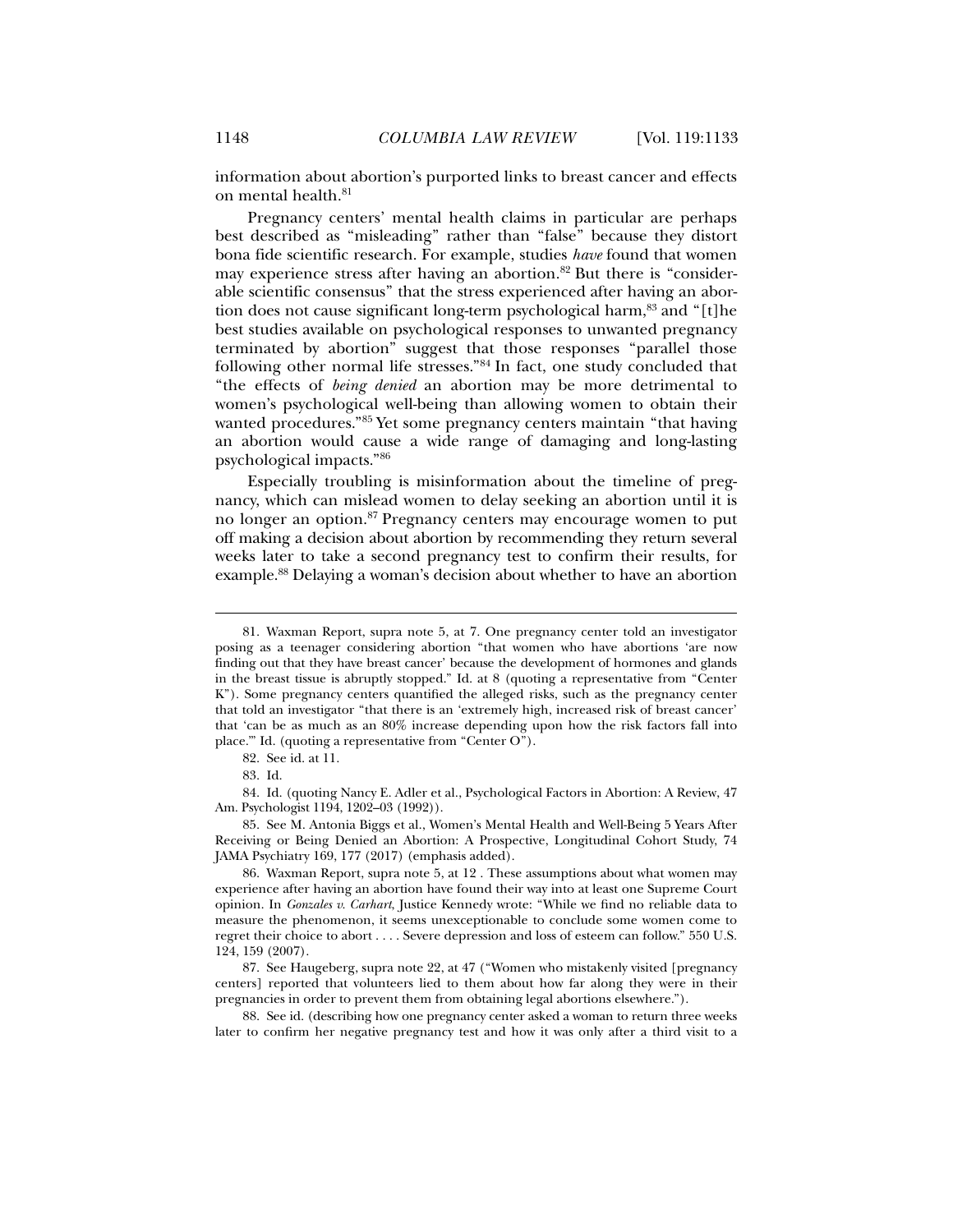information about abortion's purported links to breast cancer and effects on mental health.[81]

Pregnancy centers' mental health claims in particular are perhaps best described as "misleading" rather than "false" because they distort bona fide scientific research. For example, studies *have* found that women may experience stress after having an abortion.[82] But there is "considerable scientific consensus" that the stress experienced after having an abortion does not cause significant long-term psychological harm,[83] and "[t]he best studies available on psychological responses to unwanted pregnancy terminated by abortion" suggest that those responses "parallel those following other normal life stresses."[84] In fact, one study concluded that "the effects of *being denied* an abortion may be more detrimental to women's psychological well-being than allowing women to obtain their wanted procedures."[85] Yet some pregnancy centers maintain "that having an abortion would cause a wide range of damaging and long-lasting psychological impacts."[86]

Especially troubling is misinformation about the timeline of pregnancy, which can mislead women to delay seeking an abortion until it is no longer an option.[87] Pregnancy centers may encourage women to put off making a decision about abortion by recommending they return several weeks later to take a second pregnancy test to confirm their results, for example.[88] Delaying a woman's decision about whether to have an abortion

---

81. Waxman Report, supra note 5, at 7. One pregnancy center told an investigator posing as a teenager considering abortion "that women who have abortions 'are now finding out that they have breast cancer' because the development of hormones and glands in the breast tissue is abruptly stopped." Id. at 8 (quoting a representative from "Center K"). Some pregnancy centers quantified the alleged risks, such as the pregnancy center that told an investigator "that there is an 'extremely high, increased risk of breast cancer' that 'can be as much as an 80% increase depending upon how the risk factors fall into place.'" Id. (quoting a representative from "Center O").

82. See id. at 11.

83. Id.

84. Id. (quoting Nancy E. Adler et al., Psychological Factors in Abortion: A Review, 47 Am. Psychologist 1194, 1202–03 (1992)).

85. See M. Antonia Biggs et al., Women's Mental Health and Well-Being 5 Years After Receiving or Being Denied an Abortion: A Prospective, Longitudinal Cohort Study, 74 JAMA Psychiatry 169, 177 (2017) (emphasis added).

86. Waxman Report, supra note 5, at 12 . These assumptions about what women may experience after having an abortion have found their way into at least one Supreme Court opinion. In *Gonzales v. Carhart*, Justice Kennedy wrote: "While we find no reliable data to measure the phenomenon, it seems unexceptionable to conclude some women come to regret their choice to abort . . . . Severe depression and loss of esteem can follow." 550 U.S. 124, 159 (2007).

87. See Haugeberg, supra note 22, at 47 ("Women who mistakenly visited [pregnancy centers] reported that volunteers lied to them about how far along they were in their pregnancies in order to prevent them from obtaining legal abortions elsewhere.").

88. See id. (describing how one pregnancy center asked a woman to return three weeks later to confirm her negative pregnancy test and how it was only after a third visit to a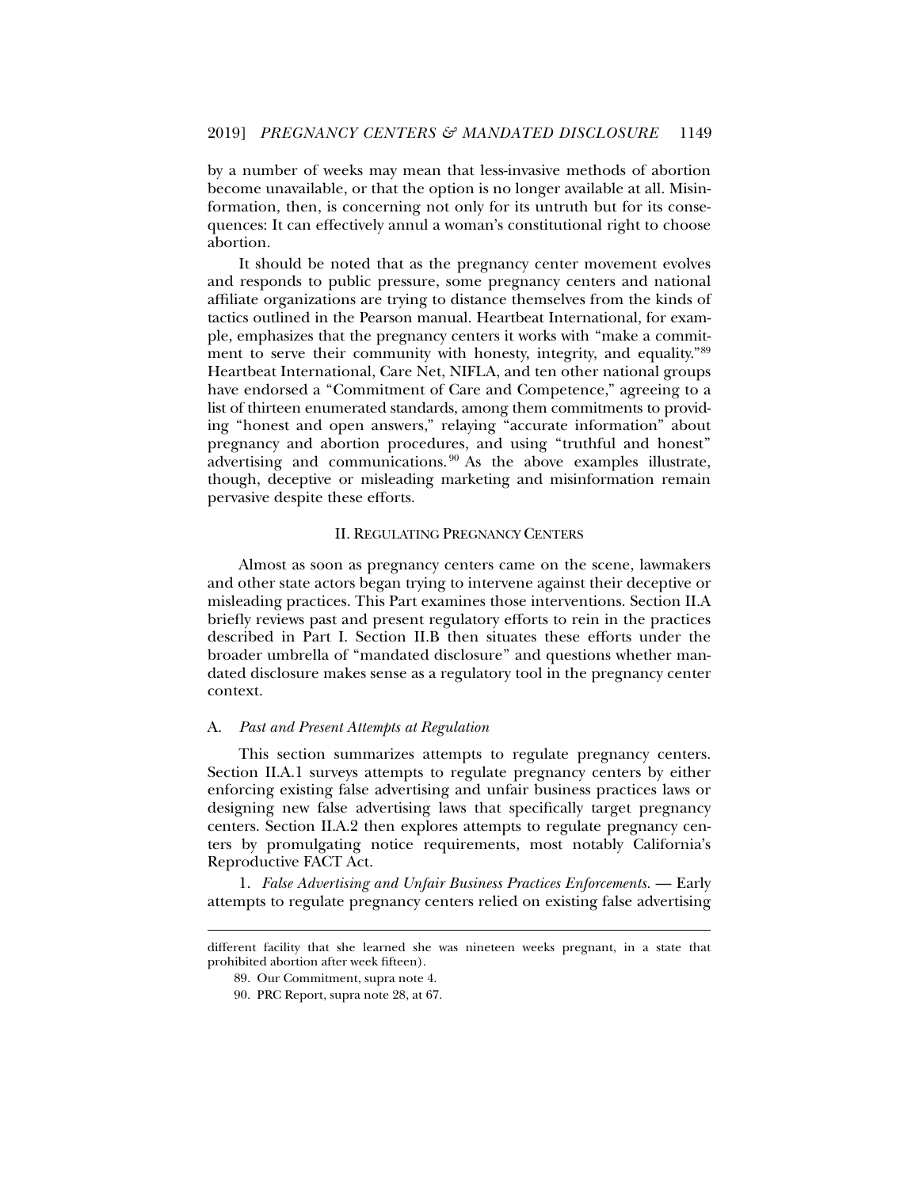by a number of weeks may mean that less-invasive methods of abortion become unavailable, or that the option is no longer available at all. Misinformation, then, is concerning not only for its untruth but for its consequences: It can effectively annul a woman's constitutional right to choose abortion.

It should be noted that as the pregnancy center movement evolves and responds to public pressure, some pregnancy centers and national affiliate organizations are trying to distance themselves from the kinds of tactics outlined in the Pearson manual. Heartbeat International, for example, emphasizes that the pregnancy centers it works with "make a commitment to serve their community with honesty, integrity, and equality."[89] Heartbeat International, Care Net, NIFLA, and ten other national groups have endorsed a "Commitment of Care and Competence," agreeing to a list of thirteen enumerated standards, among them commitments to providing "honest and open answers," relaying "accurate information" about pregnancy and abortion procedures, and using "truthful and honest" advertising and communications.[90] As the above examples illustrate, though, deceptive or misleading marketing and misinformation remain pervasive despite these efforts.

## II. Regulating Pregnancy Centers

Almost as soon as pregnancy centers came on the scene, lawmakers and other state actors began trying to intervene against their deceptive or misleading practices. This Part examines those interventions. Section II.A briefly reviews past and present regulatory efforts to rein in the practices described in Part I. Section II.B then situates these efforts under the broader umbrella of "mandated disclosure" and questions whether mandated disclosure makes sense as a regulatory tool in the pregnancy center context.

### A. *Past and Present Attempts at Regulation*

This section summarizes attempts to regulate pregnancy centers. Section II.A.1 surveys attempts to regulate pregnancy centers by either enforcing existing false advertising and unfair business practices laws or designing new false advertising laws that specifically target pregnancy centers. Section II.A.2 then explores attempts to regulate pregnancy centers by promulgating notice requirements, most notably California's Reproductive FACT Act.

1. *False Advertising and Unfair Business Practices Enforcements.* — Early attempts to regulate pregnancy centers relied on existing false advertising

---

different facility that she learned she was nineteen weeks pregnant, in a state that prohibited abortion after week fifteen).

89. Our Commitment, supra note 4.

90. PRC Report, supra note 28, at 67.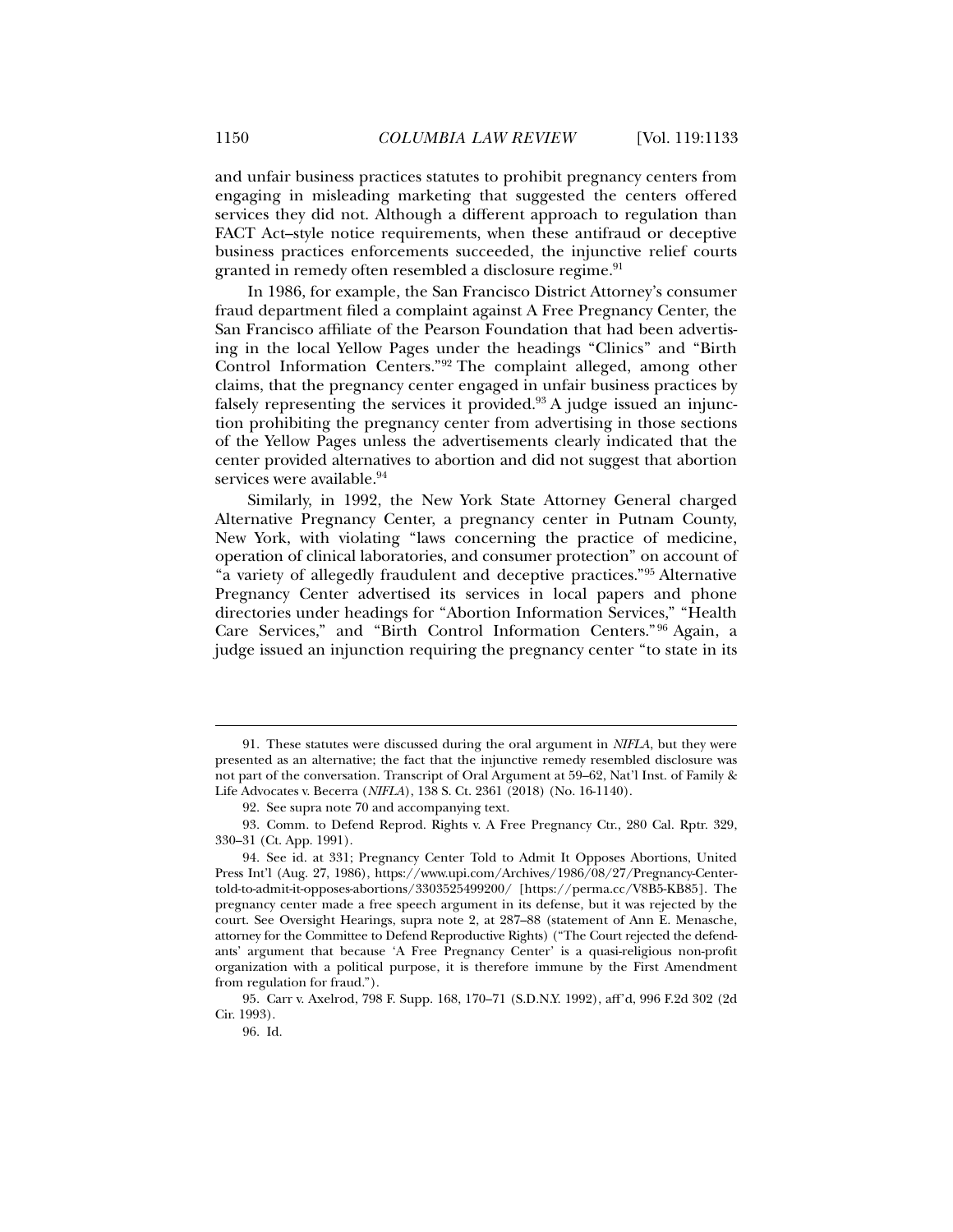and unfair business practices statutes to prohibit pregnancy centers from engaging in misleading marketing that suggested the centers offered services they did not. Although a different approach to regulation than FACT Act–style notice requirements, when these antifraud or deceptive business practices enforcements succeeded, the injunctive relief courts granted in remedy often resembled a disclosure regime.[91]

In 1986, for example, the San Francisco District Attorney's consumer fraud department filed a complaint against A Free Pregnancy Center, the San Francisco affiliate of the Pearson Foundation that had been advertising in the local Yellow Pages under the headings "Clinics" and "Birth Control Information Centers."[92] The complaint alleged, among other claims, that the pregnancy center engaged in unfair business practices by falsely representing the services it provided.[93] A judge issued an injunction prohibiting the pregnancy center from advertising in those sections of the Yellow Pages unless the advertisements clearly indicated that the center provided alternatives to abortion and did not suggest that abortion services were available.[94]

Similarly, in 1992, the New York State Attorney General charged Alternative Pregnancy Center, a pregnancy center in Putnam County, New York, with violating "laws concerning the practice of medicine, operation of clinical laboratories, and consumer protection" on account of "a variety of allegedly fraudulent and deceptive practices."[95] Alternative Pregnancy Center advertised its services in local papers and phone directories under headings for "Abortion Information Services," "Health Care Services," and "Birth Control Information Centers."[96] Again, a judge issued an injunction requiring the pregnancy center "to state in its

---

91. These statutes were discussed during the oral argument in *NIFLA*, but they were presented as an alternative; the fact that the injunctive remedy resembled disclosure was not part of the conversation. Transcript of Oral Argument at 59–62, Nat'l Inst. of Family & Life Advocates v. Becerra (*NIFLA*), 138 S. Ct. 2361 (2018) (No. 16-1140).

92. See supra note 70 and accompanying text.

93. Comm. to Defend Reprod. Rights v. A Free Pregnancy Ctr., 280 Cal. Rptr. 329, 330–31 (Ct. App. 1991).

94. See id. at 331; Pregnancy Center Told to Admit It Opposes Abortions, United Press Int'l (Aug. 27, 1986), https://www.upi.com/Archives/1986/08/27/Pregnancy-Center-told-to-admit-it-opposes-abortions/3303525499200/ [https://perma.cc/V8B5-KB85]. The pregnancy center made a free speech argument in its defense, but it was rejected by the court. See Oversight Hearings, supra note 2, at 287–88 (statement of Ann E. Menasche, attorney for the Committee to Defend Reproductive Rights) ("The Court rejected the defendants' argument that because 'A Free Pregnancy Center' is a quasi-religious non-profit organization with a political purpose, it is therefore immune by the First Amendment from regulation for fraud.").

95. Carr v. Axelrod, 798 F. Supp. 168, 170–71 (S.D.N.Y. 1992), aff'd, 996 F.2d 302 (2d Cir. 1993).

96. Id.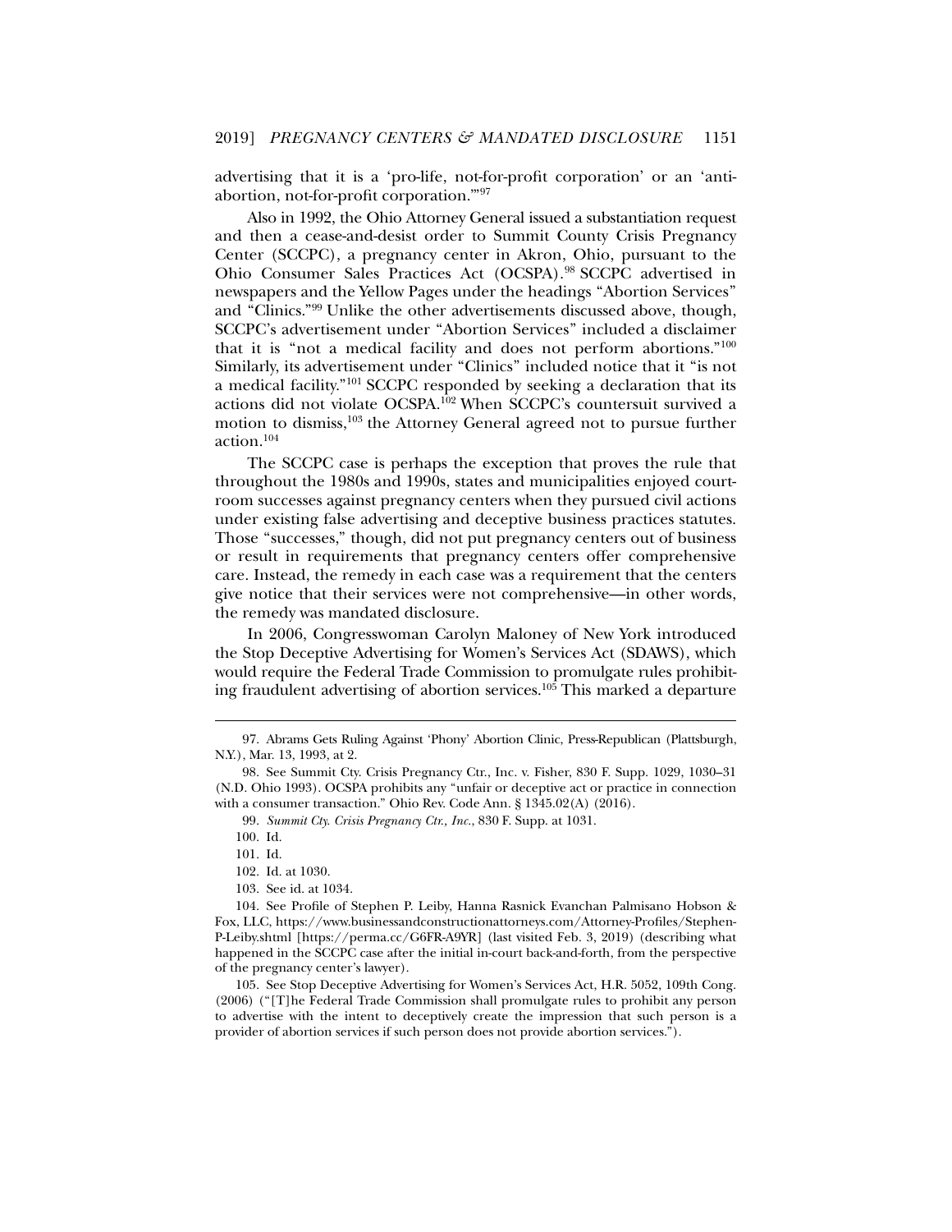advertising that it is a 'pro-life, not-for-profit corporation' or an 'anti-abortion, not-for-profit corporation.'"[97]

Also in 1992, the Ohio Attorney General issued a substantiation request and then a cease-and-desist order to Summit County Crisis Pregnancy Center (SCCPC), a pregnancy center in Akron, Ohio, pursuant to the Ohio Consumer Sales Practices Act (OCSPA).[98] SCCPC advertised in newspapers and the Yellow Pages under the headings "Abortion Services" and "Clinics."[99] Unlike the other advertisements discussed above, though, SCCPC's advertisement under "Abortion Services" included a disclaimer that it is "not a medical facility and does not perform abortions."[100] Similarly, its advertisement under "Clinics" included notice that it "is not a medical facility."[101] SCCPC responded by seeking a declaration that its actions did not violate OCSPA.[102] When SCCPC's countersuit survived a motion to dismiss,[103] the Attorney General agreed not to pursue further action.[104]

The SCCPC case is perhaps the exception that proves the rule that throughout the 1980s and 1990s, states and municipalities enjoyed courtroom successes against pregnancy centers when they pursued civil actions under existing false advertising and deceptive business practices statutes. Those "successes," though, did not put pregnancy centers out of business or result in requirements that pregnancy centers offer comprehensive care. Instead, the remedy in each case was a requirement that the centers give notice that their services were not comprehensive—in other words, the remedy was mandated disclosure.

In 2006, Congresswoman Carolyn Maloney of New York introduced the Stop Deceptive Advertising for Women's Services Act (SDAWS), which would require the Federal Trade Commission to promulgate rules prohibiting fraudulent advertising of abortion services.[105] This marked a departure

97. Abrams Gets Ruling Against 'Phony' Abortion Clinic, Press-Republican (Plattsburgh, N.Y.), Mar. 13, 1993, at 2.

98. See Summit Cty. Crisis Pregnancy Ctr., Inc. v. Fisher, 830 F. Supp. 1029, 1030–31 (N.D. Ohio 1993). OCSPA prohibits any "unfair or deceptive act or practice in connection with a consumer transaction." Ohio Rev. Code Ann. § 1345.02(A) (2016).

99. *Summit Cty. Crisis Pregnancy Ctr., Inc.*, 830 F. Supp. at 1031.

100. Id.

101. Id.

102. Id. at 1030.

103. See id. at 1034.

104. See Profile of Stephen P. Leiby, Hanna Rasnick Evanchan Palmisano Hobson & Fox, LLC, https://www.businessandconstructionattorneys.com/Attorney-Profiles/Stephen-P-Leiby.shtml [https://perma.cc/G6FR-A9YR] (last visited Feb. 3, 2019) (describing what happened in the SCCPC case after the initial in-court back-and-forth, from the perspective of the pregnancy center's lawyer).

105. See Stop Deceptive Advertising for Women's Services Act, H.R. 5052, 109th Cong. (2006) ("[T]he Federal Trade Commission shall promulgate rules to prohibit any person to advertise with the intent to deceptively create the impression that such person is a provider of abortion services if such person does not provide abortion services.").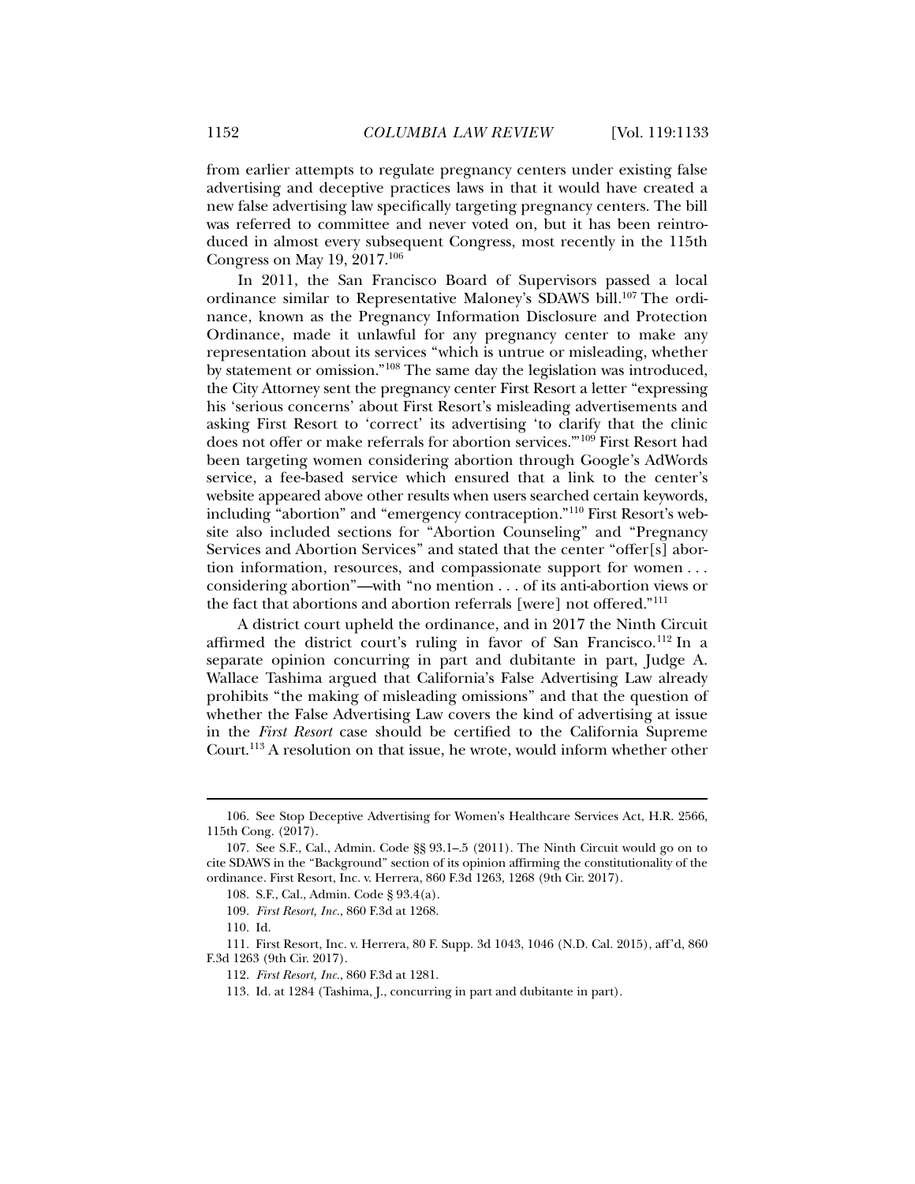from earlier attempts to regulate pregnancy centers under existing false advertising and deceptive practices laws in that it would have created a new false advertising law specifically targeting pregnancy centers. The bill was referred to committee and never voted on, but it has been reintroduced in almost every subsequent Congress, most recently in the 115th Congress on May 19, 2017.[106]

In 2011, the San Francisco Board of Supervisors passed a local ordinance similar to Representative Maloney's SDAWS bill.[107] The ordinance, known as the Pregnancy Information Disclosure and Protection Ordinance, made it unlawful for any pregnancy center to make any representation about its services "which is untrue or misleading, whether by statement or omission."[108] The same day the legislation was introduced, the City Attorney sent the pregnancy center First Resort a letter "expressing his 'serious concerns' about First Resort's misleading advertisements and asking First Resort to 'correct' its advertising 'to clarify that the clinic does not offer or make referrals for abortion services.'"[109] First Resort had been targeting women considering abortion through Google's AdWords service, a fee-based service which ensured that a link to the center's website appeared above other results when users searched certain keywords, including "abortion" and "emergency contraception."[110] First Resort's website also included sections for "Abortion Counseling" and "Pregnancy Services and Abortion Services" and stated that the center "offer[s] abortion information, resources, and compassionate support for women . . . considering abortion"—with "no mention . . . of its anti-abortion views or the fact that abortions and abortion referrals [were] not offered."[111]

A district court upheld the ordinance, and in 2017 the Ninth Circuit affirmed the district court's ruling in favor of San Francisco.[112] In a separate opinion concurring in part and dubitante in part, Judge A. Wallace Tashima argued that California's False Advertising Law already prohibits "the making of misleading omissions" and that the question of whether the False Advertising Law covers the kind of advertising at issue in the *First Resort* case should be certified to the California Supreme Court.[113] A resolution on that issue, he wrote, would inform whether other

---

106. See Stop Deceptive Advertising for Women's Healthcare Services Act, H.R. 2566, 115th Cong. (2017).

107. See S.F., Cal., Admin. Code §§ 93.1–.5 (2011). The Ninth Circuit would go on to cite SDAWS in the "Background" section of its opinion affirming the constitutionality of the ordinance. First Resort, Inc. v. Herrera, 860 F.3d 1263, 1268 (9th Cir. 2017).

108. S.F., Cal., Admin. Code § 93.4(a).

109. *First Resort, Inc.*, 860 F.3d at 1268.

110. Id.

111. First Resort, Inc. v. Herrera, 80 F. Supp. 3d 1043, 1046 (N.D. Cal. 2015), aff'd, 860 F.3d 1263 (9th Cir. 2017).

112. *First Resort, Inc.*, 860 F.3d at 1281.

113. Id. at 1284 (Tashima, J., concurring in part and dubitante in part).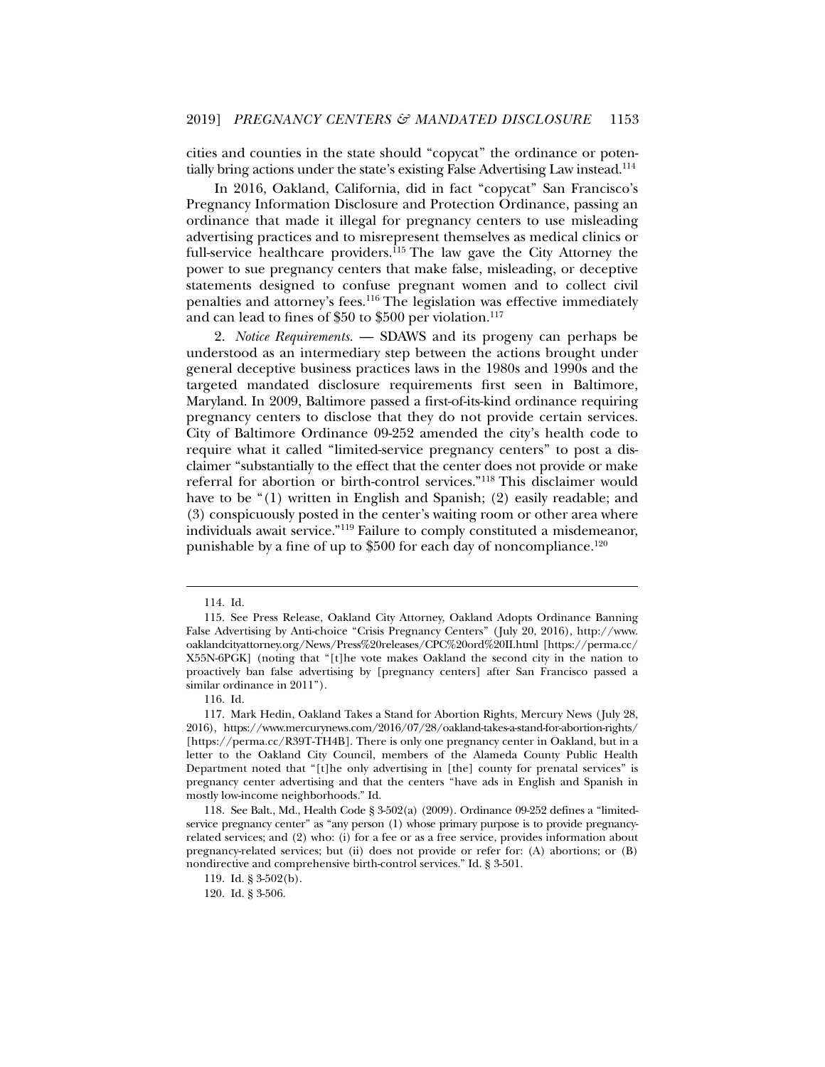cities and counties in the state should "copycat" the ordinance or potentially bring actions under the state's existing False Advertising Law instead.[114]

In 2016, Oakland, California, did in fact "copycat" San Francisco's Pregnancy Information Disclosure and Protection Ordinance, passing an ordinance that made it illegal for pregnancy centers to use misleading advertising practices and to misrepresent themselves as medical clinics or full-service healthcare providers.[115] The law gave the City Attorney the power to sue pregnancy centers that make false, misleading, or deceptive statements designed to confuse pregnant women and to collect civil penalties and attorney's fees.[116] The legislation was effective immediately and can lead to fines of $50 to $500 per violation.[117]

2. *Notice Requirements.* — SDAWS and its progeny can perhaps be understood as an intermediary step between the actions brought under general deceptive business practices laws in the 1980s and 1990s and the targeted mandated disclosure requirements first seen in Baltimore, Maryland. In 2009, Baltimore passed a first-of-its-kind ordinance requiring pregnancy centers to disclose that they do not provide certain services. City of Baltimore Ordinance 09-252 amended the city's health code to require what it called "limited-service pregnancy centers" to post a disclaimer "substantially to the effect that the center does not provide or make referral for abortion or birth-control services."[118] This disclaimer would have to be "(1) written in English and Spanish; (2) easily readable; and (3) conspicuously posted in the center's waiting room or other area where individuals await service."[119] Failure to comply constituted a misdemeanor, punishable by a fine of up to $500 for each day of noncompliance.[120]

---

114. Id.

115. See Press Release, Oakland City Attorney, Oakland Adopts Ordinance Banning False Advertising by Anti-choice "Crisis Pregnancy Centers" (July 20, 2016), http://www.oaklandcityattorney.org/News/Press%20releases/CPC%20ord%20II.html [https://perma.cc/X55N-6PGK] (noting that "[t]he vote makes Oakland the second city in the nation to proactively ban false advertising by [pregnancy centers] after San Francisco passed a similar ordinance in 2011").

116. Id.

117. Mark Hedin, Oakland Takes a Stand for Abortion Rights, Mercury News (July 28, 2016), https://www.mercurynews.com/2016/07/28/oakland-takes-a-stand-for-abortion-rights/ [https://perma.cc/R39T-TH4B]. There is only one pregnancy center in Oakland, but in a letter to the Oakland City Council, members of the Alameda County Public Health Department noted that "[t]he only advertising in [the] county for prenatal services" is pregnancy center advertising and that the centers "have ads in English and Spanish in mostly low-income neighborhoods." Id.

118. See Balt., Md., Health Code § 3-502(a) (2009). Ordinance 09-252 defines a "limited-service pregnancy center" as "any person (1) whose primary purpose is to provide pregnancy-related services; and (2) who: (i) for a fee or as a free service, provides information about pregnancy-related services; but (ii) does not provide or refer for: (A) abortions; or (B) nondirective and comprehensive birth-control services." Id. § 3-501.

119. Id. § 3-502(b).

120. Id. § 3-506.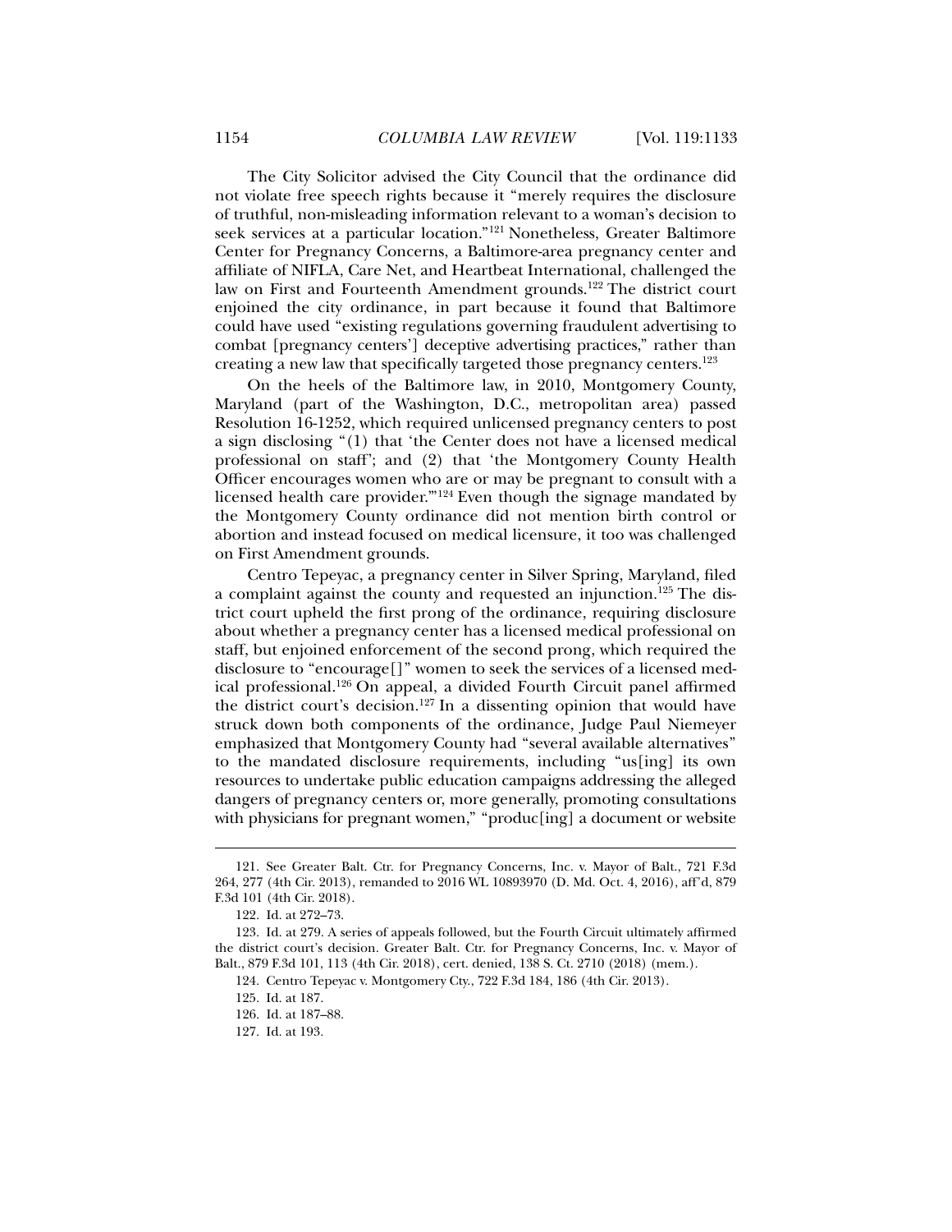The City Solicitor advised the City Council that the ordinance did not violate free speech rights because it "merely requires the disclosure of truthful, non-misleading information relevant to a woman's decision to seek services at a particular location."[121] Nonetheless, Greater Baltimore Center for Pregnancy Concerns, a Baltimore-area pregnancy center and affiliate of NIFLA, Care Net, and Heartbeat International, challenged the law on First and Fourteenth Amendment grounds.[122] The district court enjoined the city ordinance, in part because it found that Baltimore could have used "existing regulations governing fraudulent advertising to combat [pregnancy centers'] deceptive advertising practices," rather than creating a new law that specifically targeted those pregnancy centers.[123]

On the heels of the Baltimore law, in 2010, Montgomery County, Maryland (part of the Washington, D.C., metropolitan area) passed Resolution 16-1252, which required unlicensed pregnancy centers to post a sign disclosing "(1) that 'the Center does not have a licensed medical professional on staff'; and (2) that 'the Montgomery County Health Officer encourages women who are or may be pregnant to consult with a licensed health care provider.'"[124] Even though the signage mandated by the Montgomery County ordinance did not mention birth control or abortion and instead focused on medical licensure, it too was challenged on First Amendment grounds.

Centro Tepeyac, a pregnancy center in Silver Spring, Maryland, filed a complaint against the county and requested an injunction.[125] The district court upheld the first prong of the ordinance, requiring disclosure about whether a pregnancy center has a licensed medical professional on staff, but enjoined enforcement of the second prong, which required the disclosure to "encourage[]" women to seek the services of a licensed medical professional.[126] On appeal, a divided Fourth Circuit panel affirmed the district court's decision.[127] In a dissenting opinion that would have struck down both components of the ordinance, Judge Paul Niemeyer emphasized that Montgomery County had "several available alternatives" to the mandated disclosure requirements, including "us[ing] its own resources to undertake public education campaigns addressing the alleged dangers of pregnancy centers or, more generally, promoting consultations with physicians for pregnant women," "produc[ing] a document or website

---

121. See Greater Balt. Ctr. for Pregnancy Concerns, Inc. v. Mayor of Balt., 721 F.3d 264, 277 (4th Cir. 2013), remanded to 2016 WL 10893970 (D. Md. Oct. 4, 2016), aff'd, 879 F.3d 101 (4th Cir. 2018).

122. Id. at 272–73.

123. Id. at 279. A series of appeals followed, but the Fourth Circuit ultimately affirmed the district court's decision. Greater Balt. Ctr. for Pregnancy Concerns, Inc. v. Mayor of Balt., 879 F.3d 101, 113 (4th Cir. 2018), cert. denied, 138 S. Ct. 2710 (2018) (mem.).

124. Centro Tepeyac v. Montgomery Cty., 722 F.3d 184, 186 (4th Cir. 2013).

125. Id. at 187.

126. Id. at 187–88.

127. Id. at 193.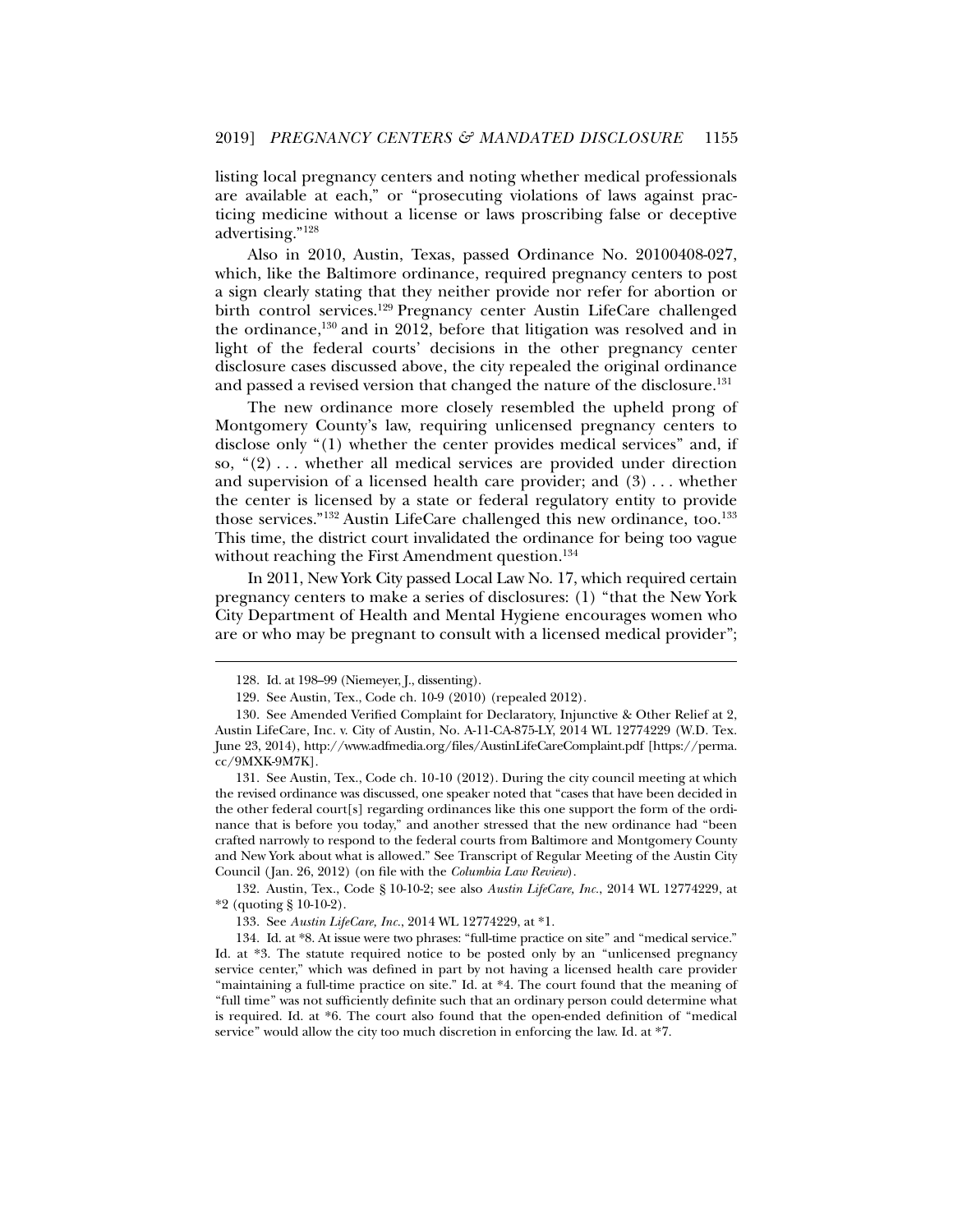listing local pregnancy centers and noting whether medical professionals are available at each," or "prosecuting violations of laws against practicing medicine without a license or laws proscribing false or deceptive advertising."[128]

Also in 2010, Austin, Texas, passed Ordinance No. 20100408-027, which, like the Baltimore ordinance, required pregnancy centers to post a sign clearly stating that they neither provide nor refer for abortion or birth control services.[129] Pregnancy center Austin LifeCare challenged the ordinance,[130] and in 2012, before that litigation was resolved and in light of the federal courts' decisions in the other pregnancy center disclosure cases discussed above, the city repealed the original ordinance and passed a revised version that changed the nature of the disclosure.[131]

The new ordinance more closely resembled the upheld prong of Montgomery County's law, requiring unlicensed pregnancy centers to disclose only "(1) whether the center provides medical services" and, if so, "(2) . . . whether all medical services are provided under direction and supervision of a licensed health care provider; and (3) . . . whether the center is licensed by a state or federal regulatory entity to provide those services."[132] Austin LifeCare challenged this new ordinance, too.[133] This time, the district court invalidated the ordinance for being too vague without reaching the First Amendment question.[134]

In 2011, New York City passed Local Law No. 17, which required certain pregnancy centers to make a series of disclosures: (1) "that the New York City Department of Health and Mental Hygiene encourages women who are or who may be pregnant to consult with a licensed medical provider";

---

128. Id. at 198–99 (Niemeyer, J., dissenting).

129. See Austin, Tex., Code ch. 10-9 (2010) (repealed 2012).

130. See Amended Verified Complaint for Declaratory, Injunctive & Other Relief at 2, Austin LifeCare, Inc. v. City of Austin, No. A-11-CA-875-LY, 2014 WL 12774229 (W.D. Tex. June 23, 2014), http://www.adfmedia.org/files/AustinLifeCareComplaint.pdf [https://perma.cc/9MXK-9M7K].

131. See Austin, Tex., Code ch. 10-10 (2012). During the city council meeting at which the revised ordinance was discussed, one speaker noted that "cases that have been decided in the other federal court[s] regarding ordinances like this one support the form of the ordinance that is before you today," and another stressed that the new ordinance had "been crafted narrowly to respond to the federal courts from Baltimore and Montgomery County and New York about what is allowed." See Transcript of Regular Meeting of the Austin City Council (Jan. 26, 2012) (on file with the *Columbia Law Review*).

132. Austin, Tex., Code § 10-10-2; see also *Austin LifeCare, Inc.*, 2014 WL 12774229, at *2 (quoting § 10-10-2).

133. See *Austin LifeCare, Inc.*, 2014 WL 12774229, at *1.

134. Id. at *8. At issue were two phrases: "full-time practice on site" and "medical service." Id. at *3. The statute required notice to be posted only by an "unlicensed pregnancy service center," which was defined in part by not having a licensed health care provider "maintaining a full-time practice on site." Id. at *4. The court found that the meaning of "full time" was not sufficiently definite such that an ordinary person could determine what is required. Id. at *6. The court also found that the open-ended definition of "medical service" would allow the city too much discretion in enforcing the law. Id. at *7.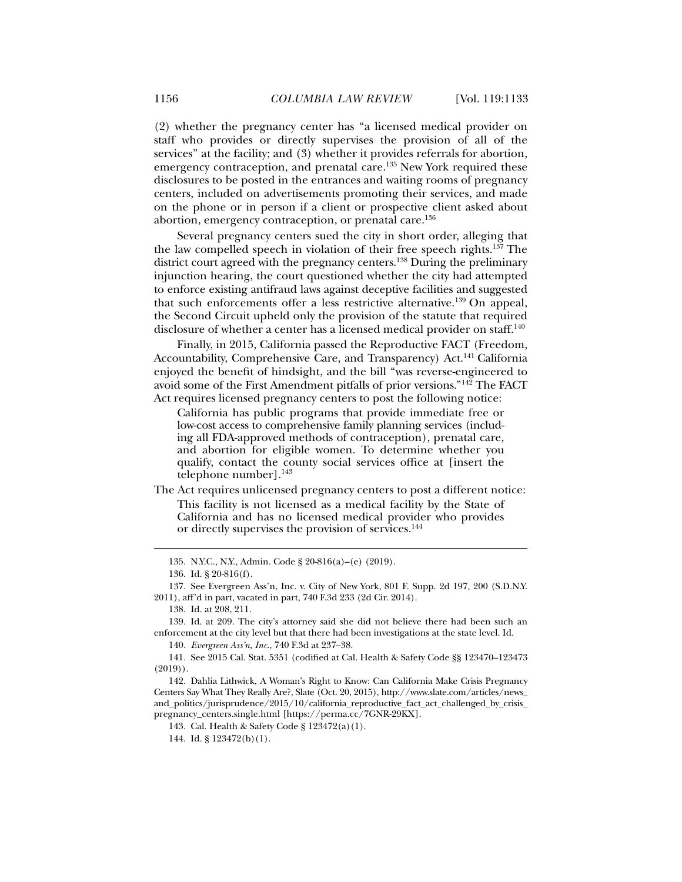(2) whether the pregnancy center has "a licensed medical provider on staff who provides or directly supervises the provision of all of the services" at the facility; and (3) whether it provides referrals for abortion, emergency contraception, and prenatal care.[135] New York required these disclosures to be posted in the entrances and waiting rooms of pregnancy centers, included on advertisements promoting their services, and made on the phone or in person if a client or prospective client asked about abortion, emergency contraception, or prenatal care.[136]

Several pregnancy centers sued the city in short order, alleging that the law compelled speech in violation of their free speech rights.[137] The district court agreed with the pregnancy centers.[138] During the preliminary injunction hearing, the court questioned whether the city had attempted to enforce existing antifraud laws against deceptive facilities and suggested that such enforcements offer a less restrictive alternative.[139] On appeal, the Second Circuit upheld only the provision of the statute that required disclosure of whether a center has a licensed medical provider on staff.[140]

Finally, in 2015, California passed the Reproductive FACT (Freedom, Accountability, Comprehensive Care, and Transparency) Act.[141] California enjoyed the benefit of hindsight, and the bill "was reverse-engineered to avoid some of the First Amendment pitfalls of prior versions."[142] The FACT Act requires licensed pregnancy centers to post the following notice:

> California has public programs that provide immediate free or low-cost access to comprehensive family planning services (including all FDA-approved methods of contraception), prenatal care, and abortion for eligible women. To determine whether you qualify, contact the county social services office at [insert the telephone number].[143]

The Act requires unlicensed pregnancy centers to post a different notice:

> This facility is not licensed as a medical facility by the State of California and has no licensed medical provider who provides or directly supervises the provision of services.[144]

---

135. N.Y.C., N.Y., Admin. Code § 20-816(a)–(e) (2019).

136. Id. § 20-816(f).

137. See Evergreen Ass'n, Inc. v. City of New York, 801 F. Supp. 2d 197, 200 (S.D.N.Y. 2011), aff'd in part, vacated in part, 740 F.3d 233 (2d Cir. 2014).

138. Id. at 208, 211.

139. Id. at 209. The city's attorney said she did not believe there had been such an enforcement at the city level but that there had been investigations at the state level. Id.

140. *Evergreen Ass'n, Inc.*, 740 F.3d at 237–38.

141. See 2015 Cal. Stat. 5351 (codified at Cal. Health & Safety Code §§ 123470–123473 (2019)).

142. Dahlia Lithwick, A Woman's Right to Know: Can California Make Crisis Pregnancy Centers Say What They Really Are?, Slate (Oct. 20, 2015), http://www.slate.com/articles/news_and_politics/jurisprudence/2015/10/california_reproductive_fact_act_challenged_by_crisis_pregnancy_centers.single.html [https://perma.cc/7GNR-29KX].

143. Cal. Health & Safety Code § 123472(a)(1).

144. Id. § 123472(b)(1).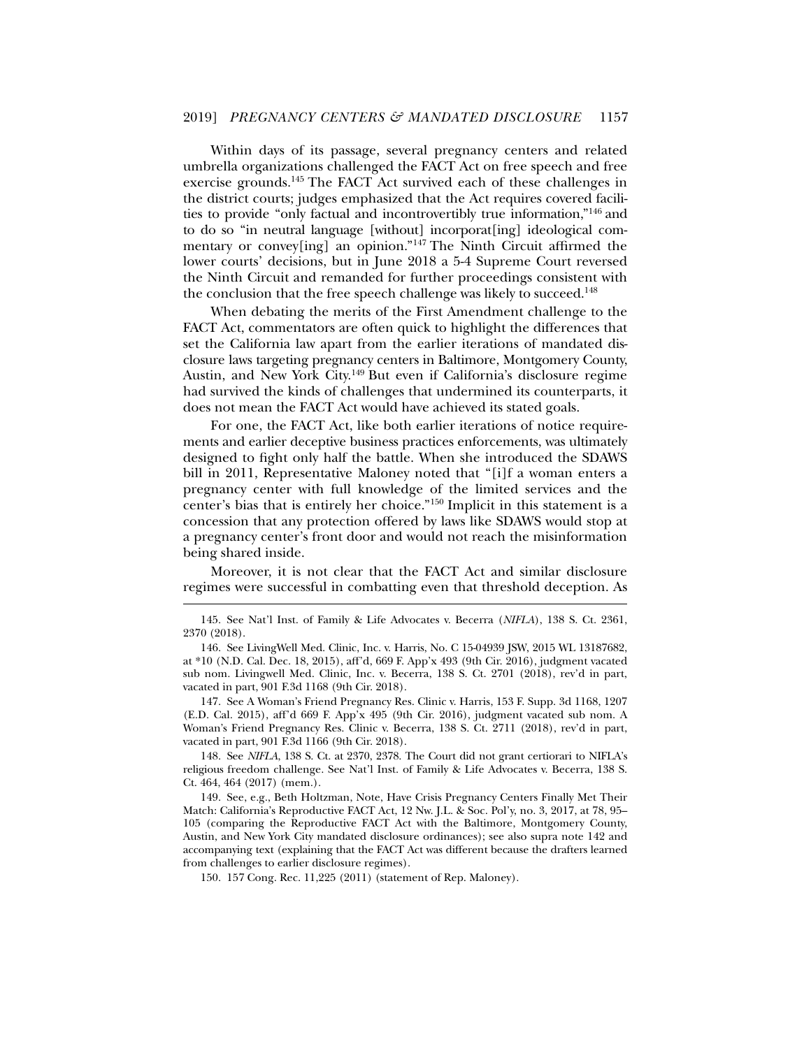Within days of its passage, several pregnancy centers and related umbrella organizations challenged the FACT Act on free speech and free exercise grounds.[145] The FACT Act survived each of these challenges in the district courts; judges emphasized that the Act requires covered facilities to provide "only factual and incontrovertibly true information,"[146] and to do so "in neutral language [without] incorporat[ing] ideological commentary or convey[ing] an opinion."[147] The Ninth Circuit affirmed the lower courts' decisions, but in June 2018 a 5-4 Supreme Court reversed the Ninth Circuit and remanded for further proceedings consistent with the conclusion that the free speech challenge was likely to succeed.[148]

When debating the merits of the First Amendment challenge to the FACT Act, commentators are often quick to highlight the differences that set the California law apart from the earlier iterations of mandated disclosure laws targeting pregnancy centers in Baltimore, Montgomery County, Austin, and New York City.[149] But even if California's disclosure regime had survived the kinds of challenges that undermined its counterparts, it does not mean the FACT Act would have achieved its stated goals.

For one, the FACT Act, like both earlier iterations of notice requirements and earlier deceptive business practices enforcements, was ultimately designed to fight only half the battle. When she introduced the SDAWS bill in 2011, Representative Maloney noted that "[i]f a woman enters a pregnancy center with full knowledge of the limited services and the center's bias that is entirely her choice."[150] Implicit in this statement is a concession that any protection offered by laws like SDAWS would stop at a pregnancy center's front door and would not reach the misinformation being shared inside.

Moreover, it is not clear that the FACT Act and similar disclosure regimes were successful in combatting even that threshold deception. As

---

145. See Nat'l Inst. of Family & Life Advocates v. Becerra (*NIFLA*), 138 S. Ct. 2361, 2370 (2018).

146. See LivingWell Med. Clinic, Inc. v. Harris, No. C 15-04939 JSW, 2015 WL 13187682, at *10 (N.D. Cal. Dec. 18, 2015), aff'd, 669 F. App'x 493 (9th Cir. 2016), judgment vacated sub nom. Livingwell Med. Clinic, Inc. v. Becerra, 138 S. Ct. 2701 (2018), rev'd in part, vacated in part, 901 F.3d 1168 (9th Cir. 2018).

147. See A Woman's Friend Pregnancy Res. Clinic v. Harris, 153 F. Supp. 3d 1168, 1207 (E.D. Cal. 2015), aff'd 669 F. App'x 495 (9th Cir. 2016), judgment vacated sub nom. A Woman's Friend Pregnancy Res. Clinic v. Becerra, 138 S. Ct. 2711 (2018), rev'd in part, vacated in part, 901 F.3d 1166 (9th Cir. 2018).

148. See *NIFLA*, 138 S. Ct. at 2370, 2378. The Court did not grant certiorari to NIFLA's religious freedom challenge. See Nat'l Inst. of Family & Life Advocates v. Becerra, 138 S. Ct. 464, 464 (2017) (mem.).

149. See, e.g., Beth Holtzman, Note, Have Crisis Pregnancy Centers Finally Met Their Match: California's Reproductive FACT Act, 12 Nw. J.L. & Soc. Pol'y, no. 3, 2017, at 78, 95–105 (comparing the Reproductive FACT Act with the Baltimore, Montgomery County, Austin, and New York City mandated disclosure ordinances); see also supra note 142 and accompanying text (explaining that the FACT Act was different because the drafters learned from challenges to earlier disclosure regimes).

150. 157 Cong. Rec. 11,225 (2011) (statement of Rep. Maloney).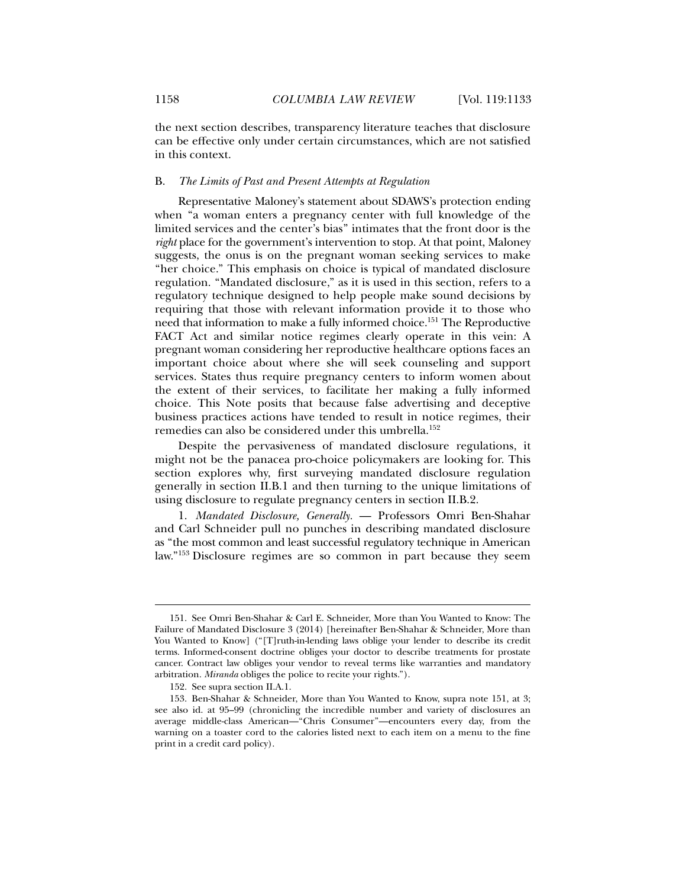the next section describes, transparency literature teaches that disclosure can be effective only under certain circumstances, which are not satisfied in this context.

### B. *The Limits of Past and Present Attempts at Regulation*

Representative Maloney's statement about SDAWS's protection ending when "a woman enters a pregnancy center with full knowledge of the limited services and the center's bias" intimates that the front door is the *right* place for the government's intervention to stop. At that point, Maloney suggests, the onus is on the pregnant woman seeking services to make "her choice." This emphasis on choice is typical of mandated disclosure regulation. "Mandated disclosure," as it is used in this section, refers to a regulatory technique designed to help people make sound decisions by requiring that those with relevant information provide it to those who need that information to make a fully informed choice.[151] The Reproductive FACT Act and similar notice regimes clearly operate in this vein: A pregnant woman considering her reproductive healthcare options faces an important choice about where she will seek counseling and support services. States thus require pregnancy centers to inform women about the extent of their services, to facilitate her making a fully informed choice. This Note posits that because false advertising and deceptive business practices actions have tended to result in notice regimes, their remedies can also be considered under this umbrella.[152]

Despite the pervasiveness of mandated disclosure regulations, it might not be the panacea pro-choice policymakers are looking for. This section explores why, first surveying mandated disclosure regulation generally in section II.B.1 and then turning to the unique limitations of using disclosure to regulate pregnancy centers in section II.B.2.

1. *Mandated Disclosure, Generally.* — Professors Omri Ben-Shahar and Carl Schneider pull no punches in describing mandated disclosure as "the most common and least successful regulatory technique in American law."[153] Disclosure regimes are so common in part because they seem

---

151. See Omri Ben-Shahar & Carl E. Schneider, More than You Wanted to Know: The Failure of Mandated Disclosure 3 (2014) [hereinafter Ben-Shahar & Schneider, More than You Wanted to Know] ("[T]ruth-in-lending laws oblige your lender to describe its credit terms. Informed-consent doctrine obliges your doctor to describe treatments for prostate cancer. Contract law obliges your vendor to reveal terms like warranties and mandatory arbitration. *Miranda* obliges the police to recite your rights.").

152. See supra section II.A.1.

153. Ben-Shahar & Schneider, More than You Wanted to Know, supra note 151, at 3; see also id. at 95–99 (chronicling the incredible number and variety of disclosures an average middle-class American—"Chris Consumer"—encounters every day, from the warning on a toaster cord to the calories listed next to each item on a menu to the fine print in a credit card policy).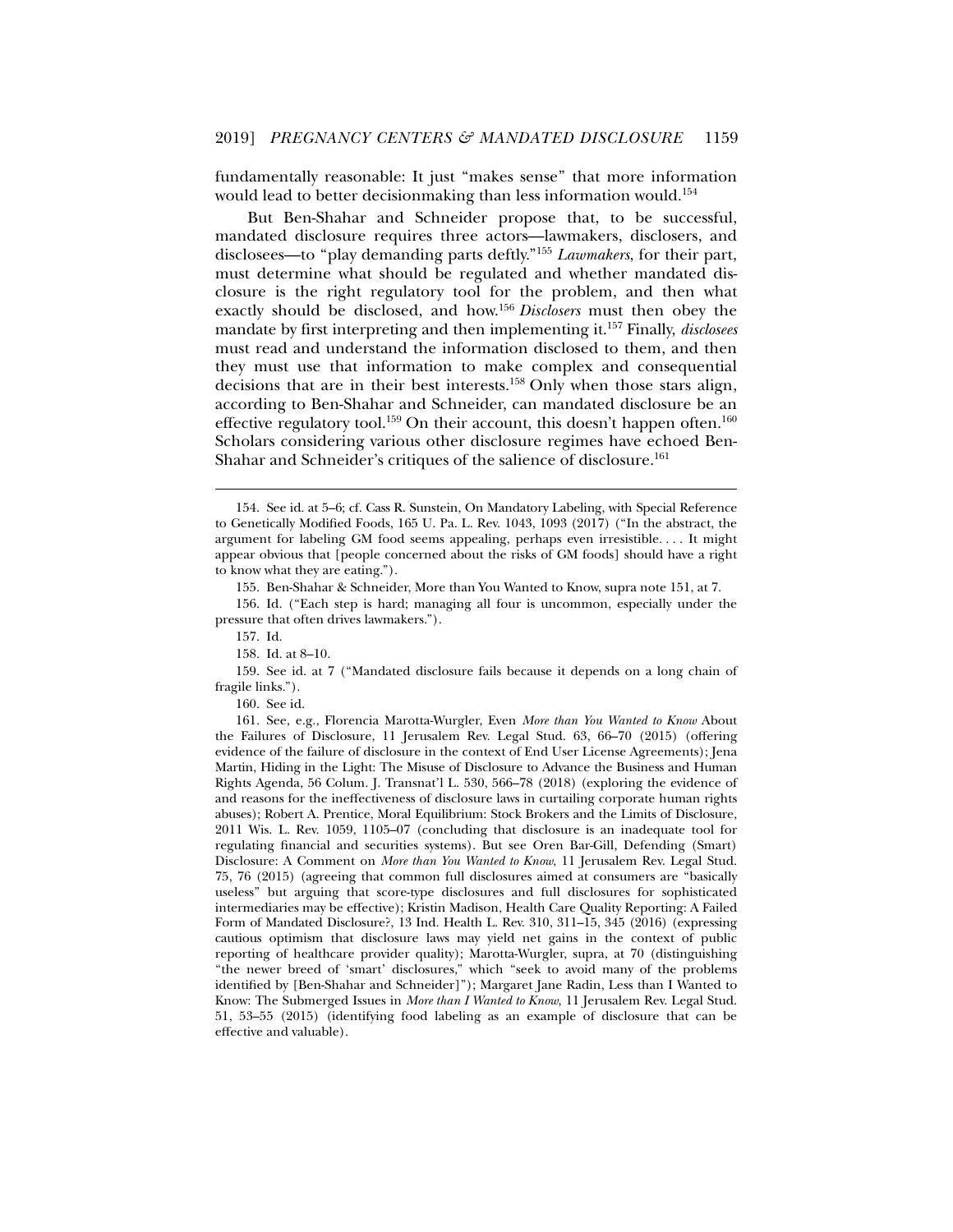fundamentally reasonable: It just "makes sense" that more information would lead to better decisionmaking than less information would.[154]

But Ben-Shahar and Schneider propose that, to be successful, mandated disclosure requires three actors—lawmakers, disclosers, and disclosees—to "play demanding parts deftly."[155] *Lawmakers*, for their part, must determine what should be regulated and whether mandated disclosure is the right regulatory tool for the problem, and then what exactly should be disclosed, and how.[156] *Disclosers* must then obey the mandate by first interpreting and then implementing it.[157] Finally, *disclosees* must read and understand the information disclosed to them, and then they must use that information to make complex and consequential decisions that are in their best interests.[158] Only when those stars align, according to Ben-Shahar and Schneider, can mandated disclosure be an effective regulatory tool.[159] On their account, this doesn't happen often.[160] Scholars considering various other disclosure regimes have echoed Ben-Shahar and Schneider's critiques of the salience of disclosure.[161]

---

154. See id. at 5–6; cf. Cass R. Sunstein, On Mandatory Labeling, with Special Reference to Genetically Modified Foods, 165 U. Pa. L. Rev. 1043, 1093 (2017) ("In the abstract, the argument for labeling GM food seems appealing, perhaps even irresistible. . . . It might appear obvious that [people concerned about the risks of GM foods] should have a right to know what they are eating.").

155. Ben-Shahar & Schneider, More than You Wanted to Know, supra note 151, at 7.

156. Id. ("Each step is hard; managing all four is uncommon, especially under the pressure that often drives lawmakers.").

157. Id.

158. Id. at 8–10.

159. See id. at 7 ("Mandated disclosure fails because it depends on a long chain of fragile links.").

160. See id.

161. See, e.g., Florencia Marotta-Wurgler, Even *More than You Wanted to Know* About the Failures of Disclosure, 11 Jerusalem Rev. Legal Stud. 63, 66–70 (2015) (offering evidence of the failure of disclosure in the context of End User License Agreements); Jena Martin, Hiding in the Light: The Misuse of Disclosure to Advance the Business and Human Rights Agenda, 56 Colum. J. Transnat'l L. 530, 566–78 (2018) (exploring the evidence of and reasons for the ineffectiveness of disclosure laws in curtailing corporate human rights abuses); Robert A. Prentice, Moral Equilibrium: Stock Brokers and the Limits of Disclosure, 2011 Wis. L. Rev. 1059, 1105–07 (concluding that disclosure is an inadequate tool for regulating financial and securities systems). But see Oren Bar-Gill, Defending (Smart) Disclosure: A Comment on *More than You Wanted to Know*, 11 Jerusalem Rev. Legal Stud. 75, 76 (2015) (agreeing that common full disclosures aimed at consumers are "basically useless" but arguing that score-type disclosures and full disclosures for sophisticated intermediaries may be effective); Kristin Madison, Health Care Quality Reporting: A Failed Form of Mandated Disclosure?, 13 Ind. Health L. Rev. 310, 311–15, 345 (2016) (expressing cautious optimism that disclosure laws may yield net gains in the context of public reporting of healthcare provider quality); Marotta-Wurgler, supra, at 70 (distinguishing "the newer breed of 'smart' disclosures," which "seek to avoid many of the problems identified by [Ben-Shahar and Schneider]"); Margaret Jane Radin, Less than I Wanted to Know: The Submerged Issues in *More than I Wanted to Know*, 11 Jerusalem Rev. Legal Stud. 51, 53–55 (2015) (identifying food labeling as an example of disclosure that can be effective and valuable).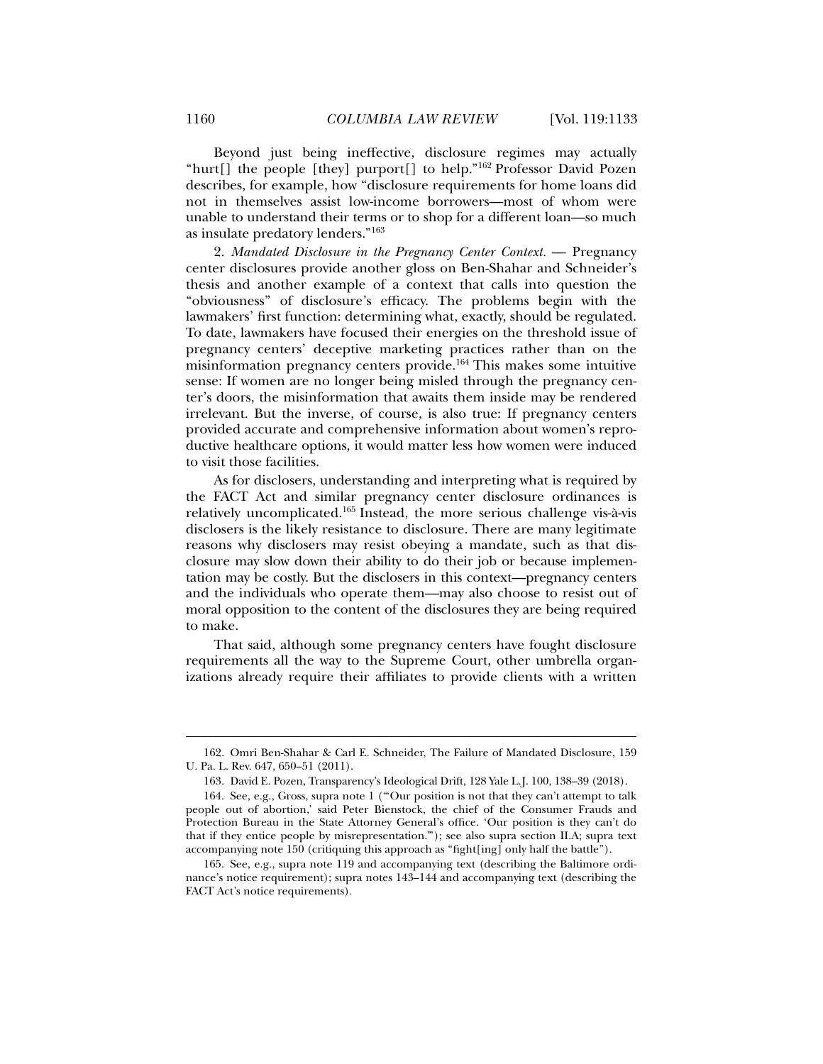Beyond just being ineffective, disclosure regimes may actually "hurt[] the people [they] purport[] to help."[162] Professor David Pozen describes, for example, how "disclosure requirements for home loans did not in themselves assist low-income borrowers—most of whom were unable to understand their terms or to shop for a different loan—so much as insulate predatory lenders."[163]

2. *Mandated Disclosure in the Pregnancy Center Context.* — Pregnancy center disclosures provide another gloss on Ben-Shahar and Schneider's thesis and another example of a context that calls into question the "obviousness" of disclosure's efficacy. The problems begin with the lawmakers' first function: determining what, exactly, should be regulated. To date, lawmakers have focused their energies on the threshold issue of pregnancy centers' deceptive marketing practices rather than on the misinformation pregnancy centers provide.[164] This makes some intuitive sense: If women are no longer being misled through the pregnancy center's doors, the misinformation that awaits them inside may be rendered irrelevant. But the inverse, of course, is also true: If pregnancy centers provided accurate and comprehensive information about women's reproductive healthcare options, it would matter less how women were induced to visit those facilities.

As for disclosers, understanding and interpreting what is required by the FACT Act and similar pregnancy center disclosure ordinances is relatively uncomplicated.[165] Instead, the more serious challenge vis-à-vis disclosers is the likely resistance to disclosure. There are many legitimate reasons why disclosers may resist obeying a mandate, such as that disclosure may slow down their ability to do their job or because implementation may be costly. But the disclosers in this context—pregnancy centers and the individuals who operate them—may also choose to resist out of moral opposition to the content of the disclosures they are being required to make.

That said, although some pregnancy centers have fought disclosure requirements all the way to the Supreme Court, other umbrella organizations already require their affiliates to provide clients with a written

---

162. Omri Ben-Shahar & Carl E. Schneider, The Failure of Mandated Disclosure, 159 U. Pa. L. Rev. 647, 650–51 (2011).

163. David E. Pozen, Transparency's Ideological Drift, 128 Yale L.J. 100, 138–39 (2018).

164. See, e.g., Gross, supra note 1 ("'Our position is not that they can't attempt to talk people out of abortion,' said Peter Bienstock, the chief of the Consumer Frauds and Protection Bureau in the State Attorney General's office. 'Our position is they can't do that if they entice people by misrepresentation.'"); see also supra section II.A; supra text accompanying note 150 (critiquing this approach as "fight[ing] only half the battle").

165. See, e.g., supra note 119 and accompanying text (describing the Baltimore ordinance's notice requirement); supra notes 143–144 and accompanying text (describing the FACT Act's notice requirements).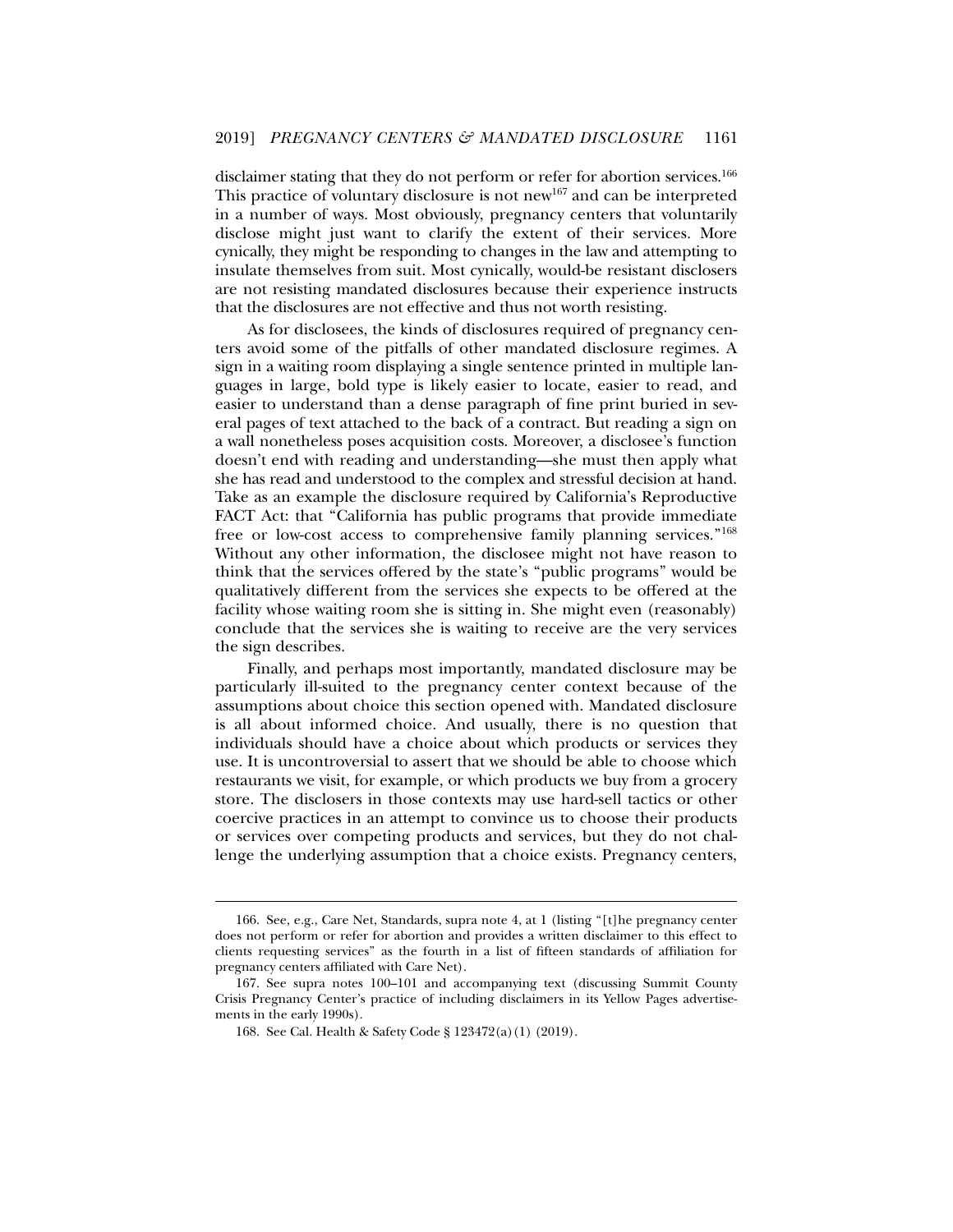disclaimer stating that they do not perform or refer for abortion services.[166] This practice of voluntary disclosure is not new[167] and can be interpreted in a number of ways. Most obviously, pregnancy centers that voluntarily disclose might just want to clarify the extent of their services. More cynically, they might be responding to changes in the law and attempting to insulate themselves from suit. Most cynically, would-be resistant disclosers are not resisting mandated disclosures because their experience instructs that the disclosures are not effective and thus not worth resisting.

As for disclosees, the kinds of disclosures required of pregnancy centers avoid some of the pitfalls of other mandated disclosure regimes. A sign in a waiting room displaying a single sentence printed in multiple languages in large, bold type is likely easier to locate, easier to read, and easier to understand than a dense paragraph of fine print buried in several pages of text attached to the back of a contract. But reading a sign on a wall nonetheless poses acquisition costs. Moreover, a disclosee's function doesn't end with reading and understanding—she must then apply what she has read and understood to the complex and stressful decision at hand. Take as an example the disclosure required by California's Reproductive FACT Act: that "California has public programs that provide immediate free or low-cost access to comprehensive family planning services."[168] Without any other information, the disclosee might not have reason to think that the services offered by the state's "public programs" would be qualitatively different from the services she expects to be offered at the facility whose waiting room she is sitting in. She might even (reasonably) conclude that the services she is waiting to receive are the very services the sign describes.

Finally, and perhaps most importantly, mandated disclosure may be particularly ill-suited to the pregnancy center context because of the assumptions about choice this section opened with. Mandated disclosure is all about informed choice. And usually, there is no question that individuals should have a choice about which products or services they use. It is uncontroversial to assert that we should be able to choose which restaurants we visit, for example, or which products we buy from a grocery store. The disclosers in those contexts may use hard-sell tactics or other coercive practices in an attempt to convince us to choose their products or services over competing products and services, but they do not challenge the underlying assumption that a choice exists. Pregnancy centers,

---

166. See, e.g., Care Net, Standards, supra note 4, at 1 (listing "[t]he pregnancy center does not perform or refer for abortion and provides a written disclaimer to this effect to clients requesting services" as the fourth in a list of fifteen standards of affiliation for pregnancy centers affiliated with Care Net).

167. See supra notes 100–101 and accompanying text (discussing Summit County Crisis Pregnancy Center's practice of including disclaimers in its Yellow Pages advertisements in the early 1990s).

168. See Cal. Health & Safety Code § 123472(a)(1) (2019).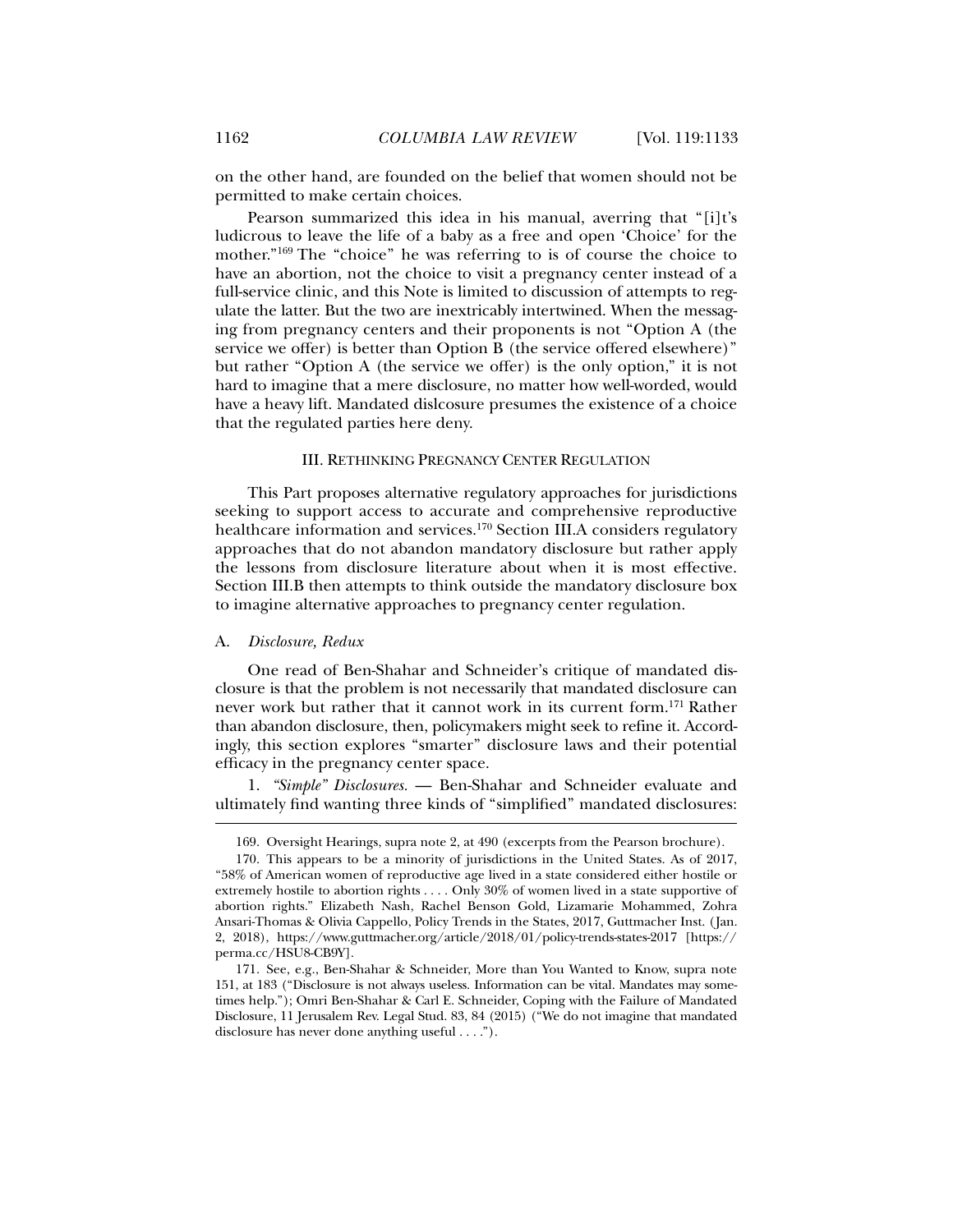on the other hand, are founded on the belief that women should not be permitted to make certain choices.

Pearson summarized this idea in his manual, averring that "[i]t's ludicrous to leave the life of a baby as a free and open 'Choice' for the mother."[169] The "choice" he was referring to is of course the choice to have an abortion, not the choice to visit a pregnancy center instead of a full-service clinic, and this Note is limited to discussion of attempts to regulate the latter. But the two are inextricably intertwined. When the messaging from pregnancy centers and their proponents is not "Option A (the service we offer) is better than Option B (the service offered elsewhere)" but rather "Option A (the service we offer) is the only option," it is not hard to imagine that a mere disclosure, no matter how well-worded, would have a heavy lift. Mandated dislcosure presumes the existence of a choice that the regulated parties here deny.

## III. Rethinking Pregnancy Center Regulation

This Part proposes alternative regulatory approaches for jurisdictions seeking to support access to accurate and comprehensive reproductive healthcare information and services.[170] Section III.A considers regulatory approaches that do not abandon mandatory disclosure but rather apply the lessons from disclosure literature about when it is most effective. Section III.B then attempts to think outside the mandatory disclosure box to imagine alternative approaches to pregnancy center regulation.

### A. *Disclosure, Redux*

One read of Ben-Shahar and Schneider's critique of mandated disclosure is that the problem is not necessarily that mandated disclosure can never work but rather that it cannot work in its current form.[171] Rather than abandon disclosure, then, policymakers might seek to refine it. Accordingly, this section explores "smarter" disclosure laws and their potential efficacy in the pregnancy center space.

1. *"Simple" Disclosures.* — Ben-Shahar and Schneider evaluate and ultimately find wanting three kinds of "simplified" mandated disclosures:

---

169. Oversight Hearings, supra note 2, at 490 (excerpts from the Pearson brochure).

170. This appears to be a minority of jurisdictions in the United States. As of 2017, "58% of American women of reproductive age lived in a state considered either hostile or extremely hostile to abortion rights . . . . Only 30% of women lived in a state supportive of abortion rights." Elizabeth Nash, Rachel Benson Gold, Lizamarie Mohammed, Zohra Ansari-Thomas & Olivia Cappello, Policy Trends in the States, 2017, Guttmacher Inst. (Jan. 2, 2018), https://www.guttmacher.org/article/2018/01/policy-trends-states-2017 [https://perma.cc/HSU8-CB9Y].

171. See, e.g., Ben-Shahar & Schneider, More than You Wanted to Know, supra note 151, at 183 ("Disclosure is not always useless. Information can be vital. Mandates may sometimes help."); Omri Ben-Shahar & Carl E. Schneider, Coping with the Failure of Mandated Disclosure, 11 Jerusalem Rev. Legal Stud. 83, 84 (2015) ("We do not imagine that mandated disclosure has never done anything useful . . . .").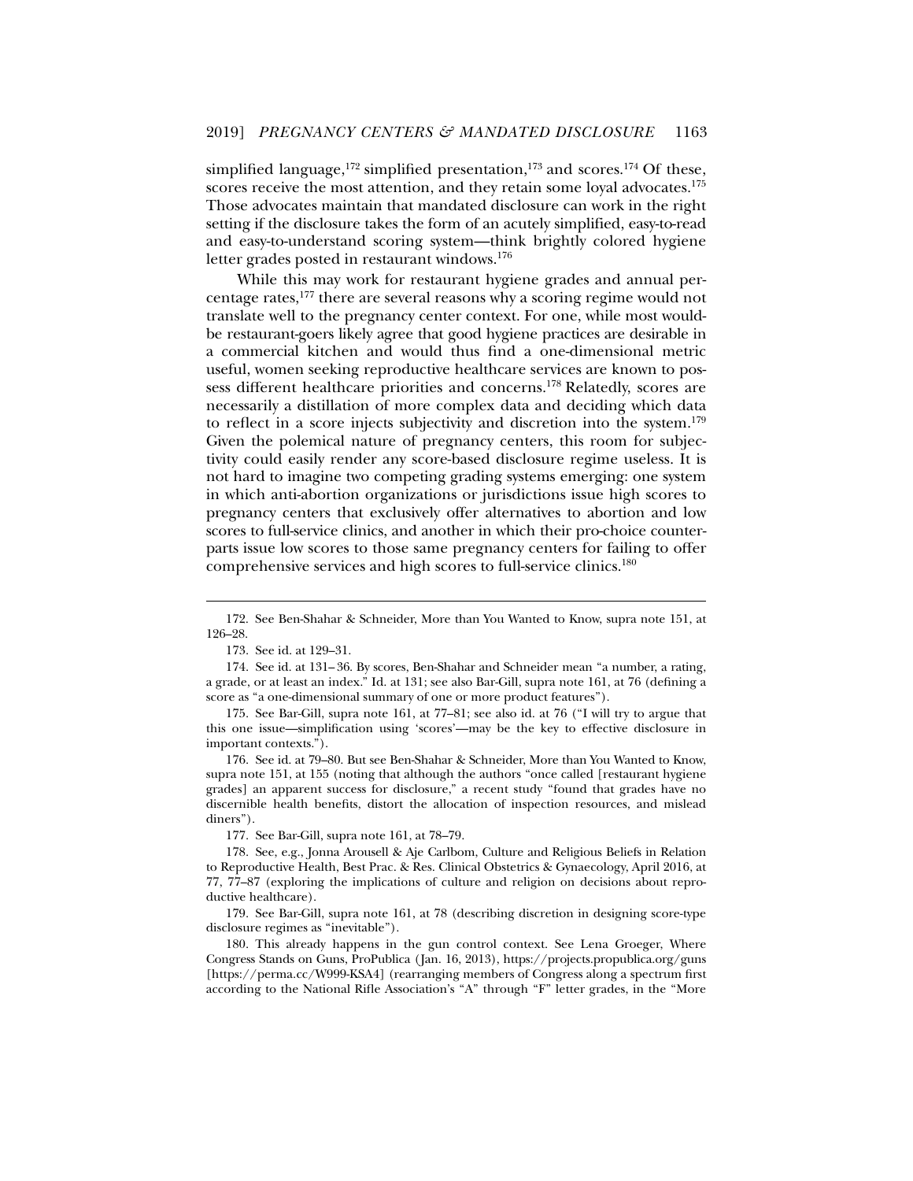simplified language,[172] simplified presentation,[173] and scores.[174] Of these, scores receive the most attention, and they retain some loyal advocates.[175] Those advocates maintain that mandated disclosure can work in the right setting if the disclosure takes the form of an acutely simplified, easy-to-read and easy-to-understand scoring system—think brightly colored hygiene letter grades posted in restaurant windows.[176]

While this may work for restaurant hygiene grades and annual percentage rates,[177] there are several reasons why a scoring regime would not translate well to the pregnancy center context. For one, while most would-be restaurant-goers likely agree that good hygiene practices are desirable in a commercial kitchen and would thus find a one-dimensional metric useful, women seeking reproductive healthcare services are known to possess different healthcare priorities and concerns.[178] Relatedly, scores are necessarily a distillation of more complex data and deciding which data to reflect in a score injects subjectivity and discretion into the system.[179] Given the polemical nature of pregnancy centers, this room for subjectivity could easily render any score-based disclosure regime useless. It is not hard to imagine two competing grading systems emerging: one system in which anti-abortion organizations or jurisdictions issue high scores to pregnancy centers that exclusively offer alternatives to abortion and low scores to full-service clinics, and another in which their pro-choice counterparts issue low scores to those same pregnancy centers for failing to offer comprehensive services and high scores to full-service clinics.[180]

---

172. See Ben-Shahar & Schneider, More than You Wanted to Know, supra note 151, at 126–28.

173. See id. at 129–31.

174. See id. at 131– 36. By scores, Ben-Shahar and Schneider mean "a number, a rating, a grade, or at least an index." Id. at 131; see also Bar-Gill, supra note 161, at 76 (defining a score as "a one-dimensional summary of one or more product features").

175. See Bar-Gill, supra note 161, at 77–81; see also id. at 76 ("I will try to argue that this one issue—simplification using 'scores'—may be the key to effective disclosure in important contexts.").

176. See id. at 79–80. But see Ben-Shahar & Schneider, More than You Wanted to Know, supra note 151, at 155 (noting that although the authors "once called [restaurant hygiene grades] an apparent success for disclosure," a recent study "found that grades have no discernible health benefits, distort the allocation of inspection resources, and mislead diners").

177. See Bar-Gill, supra note 161, at 78–79.

178. See, e.g., Jonna Arousell & Aje Carlbom, Culture and Religious Beliefs in Relation to Reproductive Health, Best Prac. & Res. Clinical Obstetrics & Gynaecology, April 2016, at 77, 77–87 (exploring the implications of culture and religion on decisions about reproductive healthcare).

179. See Bar-Gill, supra note 161, at 78 (describing discretion in designing score-type disclosure regimes as "inevitable").

180. This already happens in the gun control context. See Lena Groeger, Where Congress Stands on Guns, ProPublica (Jan. 16, 2013), https://projects.propublica.org/guns [https://perma.cc/W999-KSA4] (rearranging members of Congress along a spectrum first according to the National Rifle Association's "A" through "F" letter grades, in the "More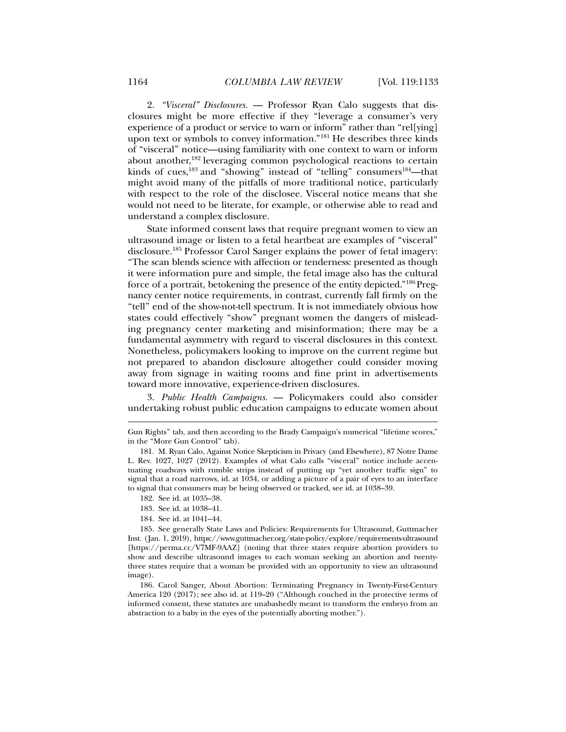2. *"Visceral" Disclosures.* — Professor Ryan Calo suggests that disclosures might be more effective if they "leverage a consumer's very experience of a product or service to warn or inform" rather than "rel[ying] upon text or symbols to convey information."[181] He describes three kinds of "visceral" notice—using familiarity with one context to warn or inform about another,[182] leveraging common psychological reactions to certain kinds of cues,[183] and "showing" instead of "telling" consumers[184]—that might avoid many of the pitfalls of more traditional notice, particularly with respect to the role of the disclosee. Visceral notice means that she would not need to be literate, for example, or otherwise able to read and understand a complex disclosure.

State informed consent laws that require pregnant women to view an ultrasound image or listen to a fetal heartbeat are examples of "visceral" disclosure.[185] Professor Carol Sanger explains the power of fetal imagery: "The scan blends science with affection or tenderness: presented as though it were information pure and simple, the fetal image also has the cultural force of a portrait, betokening the presence of the entity depicted."[186] Pregnancy center notice requirements, in contrast, currently fall firmly on the "tell" end of the show-not-tell spectrum. It is not immediately obvious how states could effectively "show" pregnant women the dangers of misleading pregnancy center marketing and misinformation; there may be a fundamental asymmetry with regard to visceral disclosures in this context. Nonetheless, policymakers looking to improve on the current regime but not prepared to abandon disclosure altogether could consider moving away from signage in waiting rooms and fine print in advertisements toward more innovative, experience-driven disclosures.

3. *Public Health Campaigns.* — Policymakers could also consider undertaking robust public education campaigns to educate women about

---

Gun Rights" tab, and then according to the Brady Campaign's numerical "lifetime scores," in the "More Gun Control" tab).

181. M. Ryan Calo, Against Notice Skepticism in Privacy (and Elsewhere), 87 Notre Dame L. Rev. 1027, 1027 (2012). Examples of what Calo calls "visceral" notice include accentuating roadways with rumble strips instead of putting up "yet another traffic sign" to signal that a road narrows, id. at 1034, or adding a picture of a pair of eyes to an interface to signal that consumers may be being observed or tracked, see id. at 1038–39.

182. See id. at 1035–38.

183. See id. at 1038–41.

184. See id. at 1041–44.

185. See generally State Laws and Policies: Requirements for Ultrasound, Guttmacher Inst. (Jan. 1, 2019), https://www.guttmacher.org/state-policy/explore/requirements-ultrasound [https://perma.cc/V7MF-9AAZ] (noting that three states require abortion providers to show and describe ultrasound images to each woman seeking an abortion and twenty-three states require that a woman be provided with an opportunity to view an ultrasound image).

186. Carol Sanger, About Abortion: Terminating Pregnancy in Twenty-First-Century America 120 (2017); see also id. at 119–20 ("Although couched in the protective terms of informed consent, these statutes are unabashedly meant to transform the embryo from an abstraction to a baby in the eyes of the potentially aborting mother.").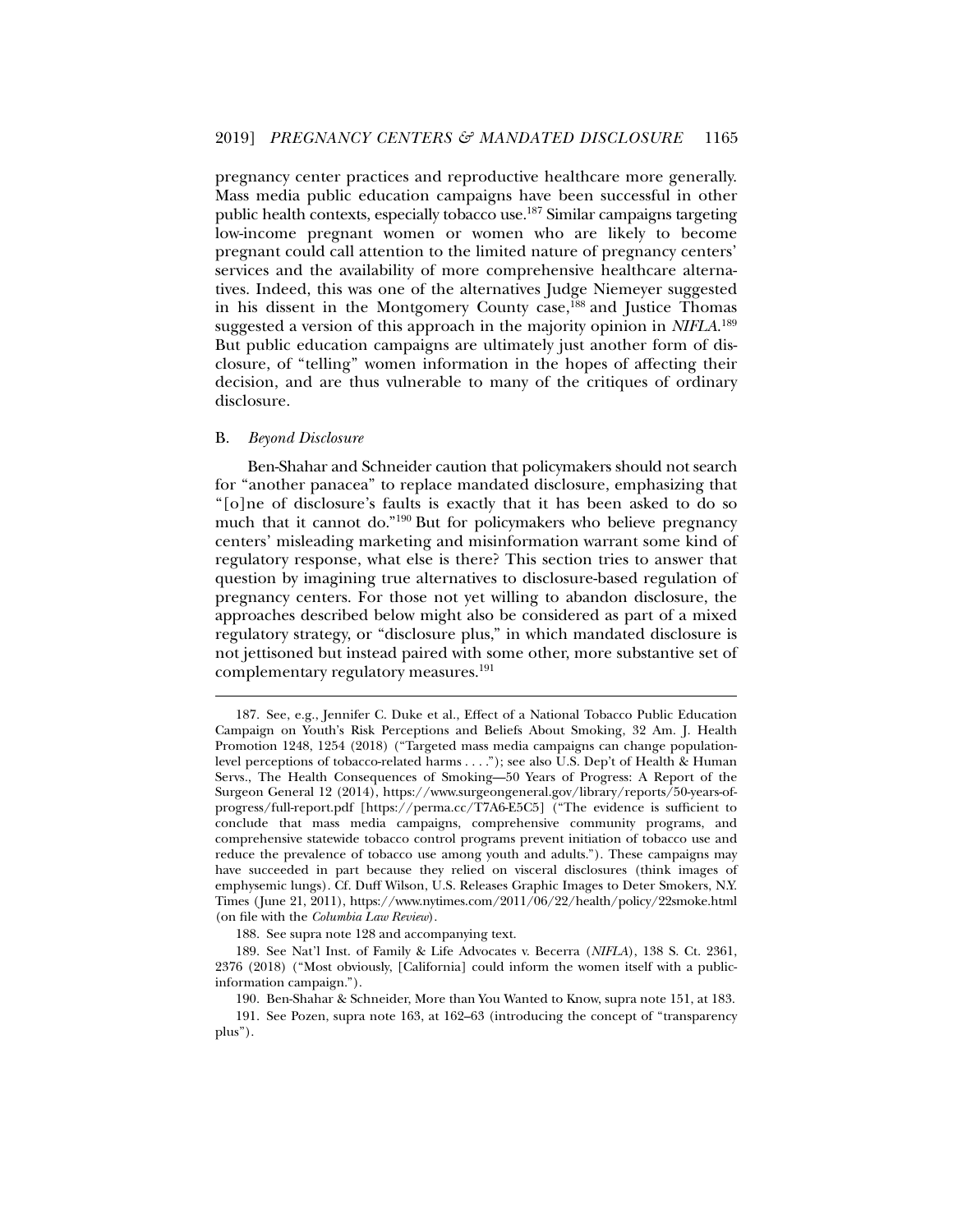pregnancy center practices and reproductive healthcare more generally. Mass media public education campaigns have been successful in other public health contexts, especially tobacco use.[187] Similar campaigns targeting low-income pregnant women or women who are likely to become pregnant could call attention to the limited nature of pregnancy centers' services and the availability of more comprehensive healthcare alternatives. Indeed, this was one of the alternatives Judge Niemeyer suggested in his dissent in the Montgomery County case,[188] and Justice Thomas suggested a version of this approach in the majority opinion in *NIFLA*.[189] But public education campaigns are ultimately just another form of disclosure, of "telling" women information in the hopes of affecting their decision, and are thus vulnerable to many of the critiques of ordinary disclosure.

### B. *Beyond Disclosure*

Ben-Shahar and Schneider caution that policymakers should not search for "another panacea" to replace mandated disclosure, emphasizing that "[o]ne of disclosure's faults is exactly that it has been asked to do so much that it cannot do."[190] But for policymakers who believe pregnancy centers' misleading marketing and misinformation warrant some kind of regulatory response, what else is there? This section tries to answer that question by imagining true alternatives to disclosure-based regulation of pregnancy centers. For those not yet willing to abandon disclosure, the approaches described below might also be considered as part of a mixed regulatory strategy, or "disclosure plus," in which mandated disclosure is not jettisoned but instead paired with some other, more substantive set of complementary regulatory measures.[191]

---

187. See, e.g., Jennifer C. Duke et al., Effect of a National Tobacco Public Education Campaign on Youth's Risk Perceptions and Beliefs About Smoking, 32 Am. J. Health Promotion 1248, 1254 (2018) ("Targeted mass media campaigns can change population-level perceptions of tobacco-related harms . . . ."); see also U.S. Dep't of Health & Human Servs., The Health Consequences of Smoking—50 Years of Progress: A Report of the Surgeon General 12 (2014), https://www.surgeongeneral.gov/library/reports/50-years-of-progress/full-report.pdf [https://perma.cc/T7A6-E5C5] ("The evidence is sufficient to conclude that mass media campaigns, comprehensive community programs, and comprehensive statewide tobacco control programs prevent initiation of tobacco use and reduce the prevalence of tobacco use among youth and adults."). These campaigns may have succeeded in part because they relied on visceral disclosures (think images of emphysemic lungs). Cf. Duff Wilson, U.S. Releases Graphic Images to Deter Smokers, N.Y. Times (June 21, 2011), https://www.nytimes.com/2011/06/22/health/policy/22smoke.html (on file with the *Columbia Law Review*).

188. See supra note 128 and accompanying text.

189. See Nat'l Inst. of Family & Life Advocates v. Becerra (*NIFLA*), 138 S. Ct. 2361, 2376 (2018) ("Most obviously, [California] could inform the women itself with a public-information campaign.").

190. Ben-Shahar & Schneider, More than You Wanted to Know, supra note 151, at 183.

191. See Pozen, supra note 163, at 162–63 (introducing the concept of "transparency plus").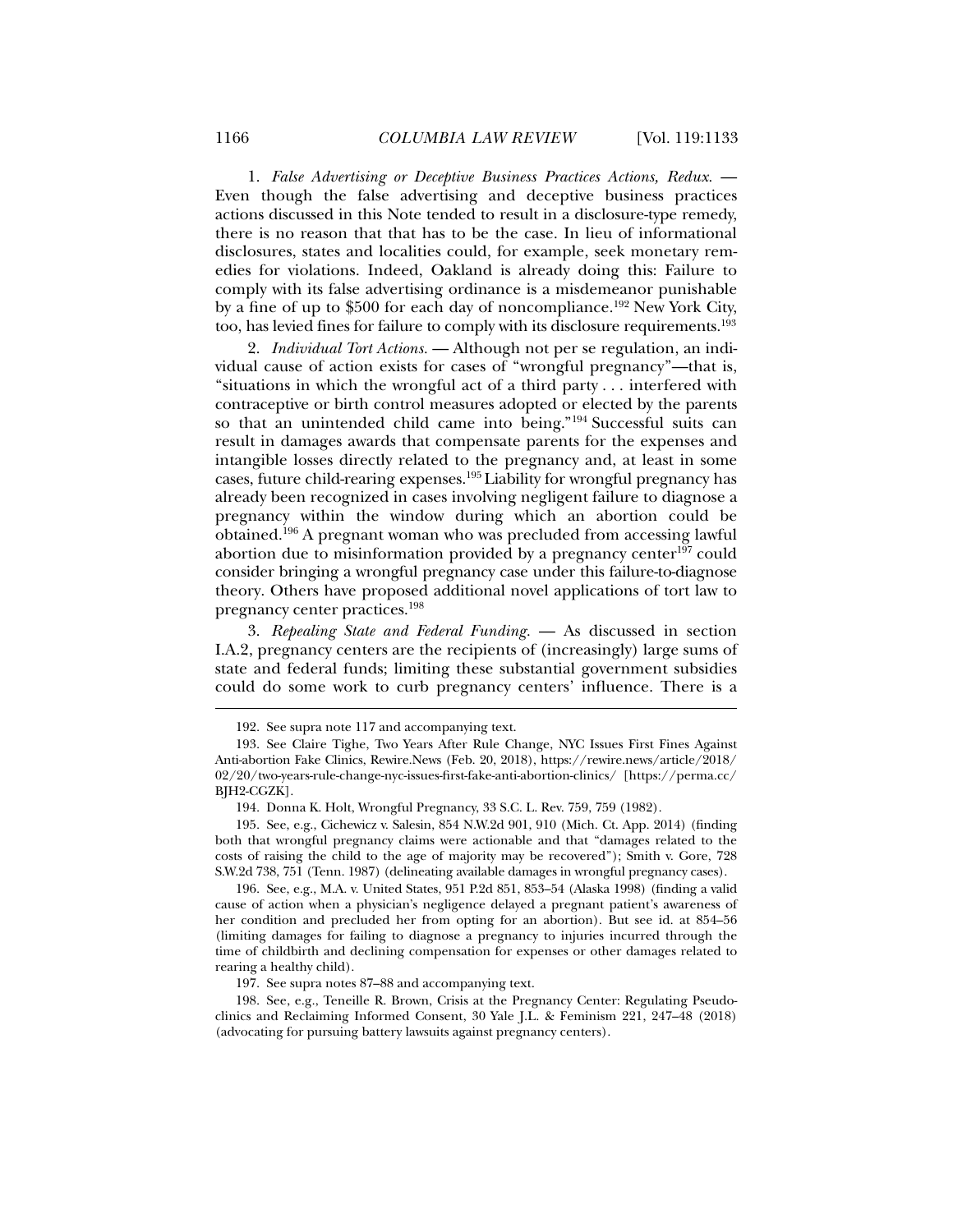1. *False Advertising or Deceptive Business Practices Actions, Redux.* — Even though the false advertising and deceptive business practices actions discussed in this Note tended to result in a disclosure-type remedy, there is no reason that that has to be the case. In lieu of informational disclosures, states and localities could, for example, seek monetary remedies for violations. Indeed, Oakland is already doing this: Failure to comply with its false advertising ordinance is a misdemeanor punishable by a fine of up to $500 for each day of noncompliance.[192] New York City, too, has levied fines for failure to comply with its disclosure requirements.[193]

2. *Individual Tort Actions.* — Although not per se regulation, an individual cause of action exists for cases of "wrongful pregnancy"—that is, "situations in which the wrongful act of a third party . . . interfered with contraceptive or birth control measures adopted or elected by the parents so that an unintended child came into being."[194] Successful suits can result in damages awards that compensate parents for the expenses and intangible losses directly related to the pregnancy and, at least in some cases, future child-rearing expenses.[195] Liability for wrongful pregnancy has already been recognized in cases involving negligent failure to diagnose a pregnancy within the window during which an abortion could be obtained.[196] A pregnant woman who was precluded from accessing lawful abortion due to misinformation provided by a pregnancy center[197] could consider bringing a wrongful pregnancy case under this failure-to-diagnose theory. Others have proposed additional novel applications of tort law to pregnancy center practices.[198]

3. *Repealing State and Federal Funding.* — As discussed in section I.A.2, pregnancy centers are the recipients of (increasingly) large sums of state and federal funds; limiting these substantial government subsidies could do some work to curb pregnancy centers' influence. There is a

---

192. See supra note 117 and accompanying text.

193. See Claire Tighe, Two Years After Rule Change, NYC Issues First Fines Against Anti-abortion Fake Clinics, Rewire.News (Feb. 20, 2018), https://rewire.news/article/2018/02/20/two-years-rule-change-nyc-issues-first-fake-anti-abortion-clinics/ [https://perma.cc/BJH2-CGZK].

194. Donna K. Holt, Wrongful Pregnancy, 33 S.C. L. Rev. 759, 759 (1982).

195. See, e.g., Cichewicz v. Salesin, 854 N.W.2d 901, 910 (Mich. Ct. App. 2014) (finding both that wrongful pregnancy claims were actionable and that "damages related to the costs of raising the child to the age of majority may be recovered"); Smith v. Gore, 728 S.W.2d 738, 751 (Tenn. 1987) (delineating available damages in wrongful pregnancy cases).

196. See, e.g., M.A. v. United States, 951 P.2d 851, 853–54 (Alaska 1998) (finding a valid cause of action when a physician's negligence delayed a pregnant patient's awareness of her condition and precluded her from opting for an abortion). But see id. at 854–56 (limiting damages for failing to diagnose a pregnancy to injuries incurred through the time of childbirth and declining compensation for expenses or other damages related to rearing a healthy child).

197. See supra notes 87–88 and accompanying text.

198. See, e.g., Teneille R. Brown, Crisis at the Pregnancy Center: Regulating Pseudo-clinics and Reclaiming Informed Consent, 30 Yale J.L. & Feminism 221, 247–48 (2018) (advocating for pursuing battery lawsuits against pregnancy centers).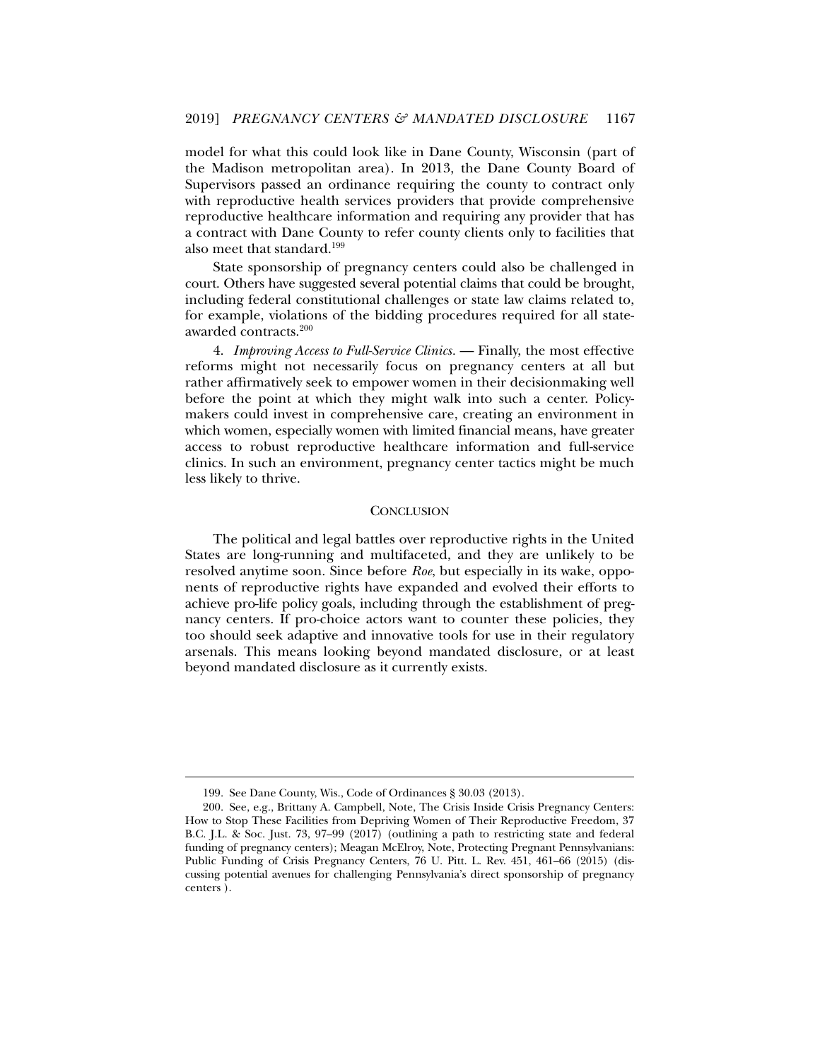model for what this could look like in Dane County, Wisconsin (part of the Madison metropolitan area). In 2013, the Dane County Board of Supervisors passed an ordinance requiring the county to contract only with reproductive health services providers that provide comprehensive reproductive healthcare information and requiring any provider that has a contract with Dane County to refer county clients only to facilities that also meet that standard.[199]

State sponsorship of pregnancy centers could also be challenged in court. Others have suggested several potential claims that could be brought, including federal constitutional challenges or state law claims related to, for example, violations of the bidding procedures required for all state-awarded contracts.[200]

4. *Improving Access to Full-Service Clinics.* — Finally, the most effective reforms might not necessarily focus on pregnancy centers at all but rather affirmatively seek to empower women in their decisionmaking well before the point at which they might walk into such a center. Policymakers could invest in comprehensive care, creating an environment in which women, especially women with limited financial means, have greater access to robust reproductive healthcare information and full-service clinics. In such an environment, pregnancy center tactics might be much less likely to thrive.

## CONCLUSION

The political and legal battles over reproductive rights in the United States are long-running and multifaceted, and they are unlikely to be resolved anytime soon. Since before *Roe*, but especially in its wake, opponents of reproductive rights have expanded and evolved their efforts to achieve pro-life policy goals, including through the establishment of pregnancy centers. If pro-choice actors want to counter these policies, they too should seek adaptive and innovative tools for use in their regulatory arsenals. This means looking beyond mandated disclosure, or at least beyond mandated disclosure as it currently exists.

---

199. See Dane County, Wis., Code of Ordinances § 30.03 (2013).

200. See, e.g., Brittany A. Campbell, Note, The Crisis Inside Crisis Pregnancy Centers: How to Stop These Facilities from Depriving Women of Their Reproductive Freedom, 37 B.C. J.L. & Soc. Just. 73, 97–99 (2017) (outlining a path to restricting state and federal funding of pregnancy centers); Meagan McElroy, Note, Protecting Pregnant Pennsylvanians: Public Funding of Crisis Pregnancy Centers, 76 U. Pitt. L. Rev. 451, 461–66 (2015) (discussing potential avenues for challenging Pennsylvania's direct sponsorship of pregnancy centers ).